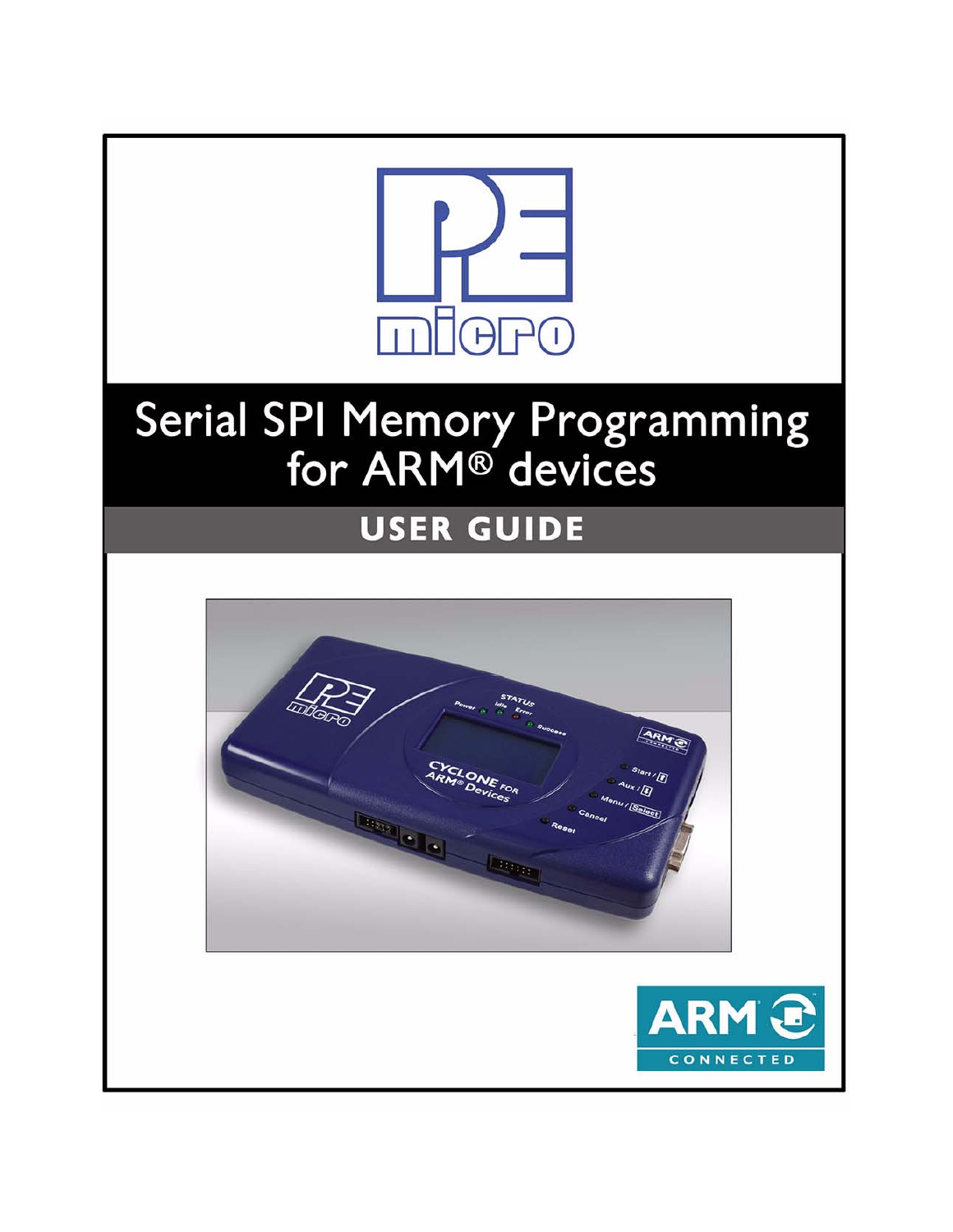# Serial SPI Memory Programming for ARM® devices

## USER GUIDE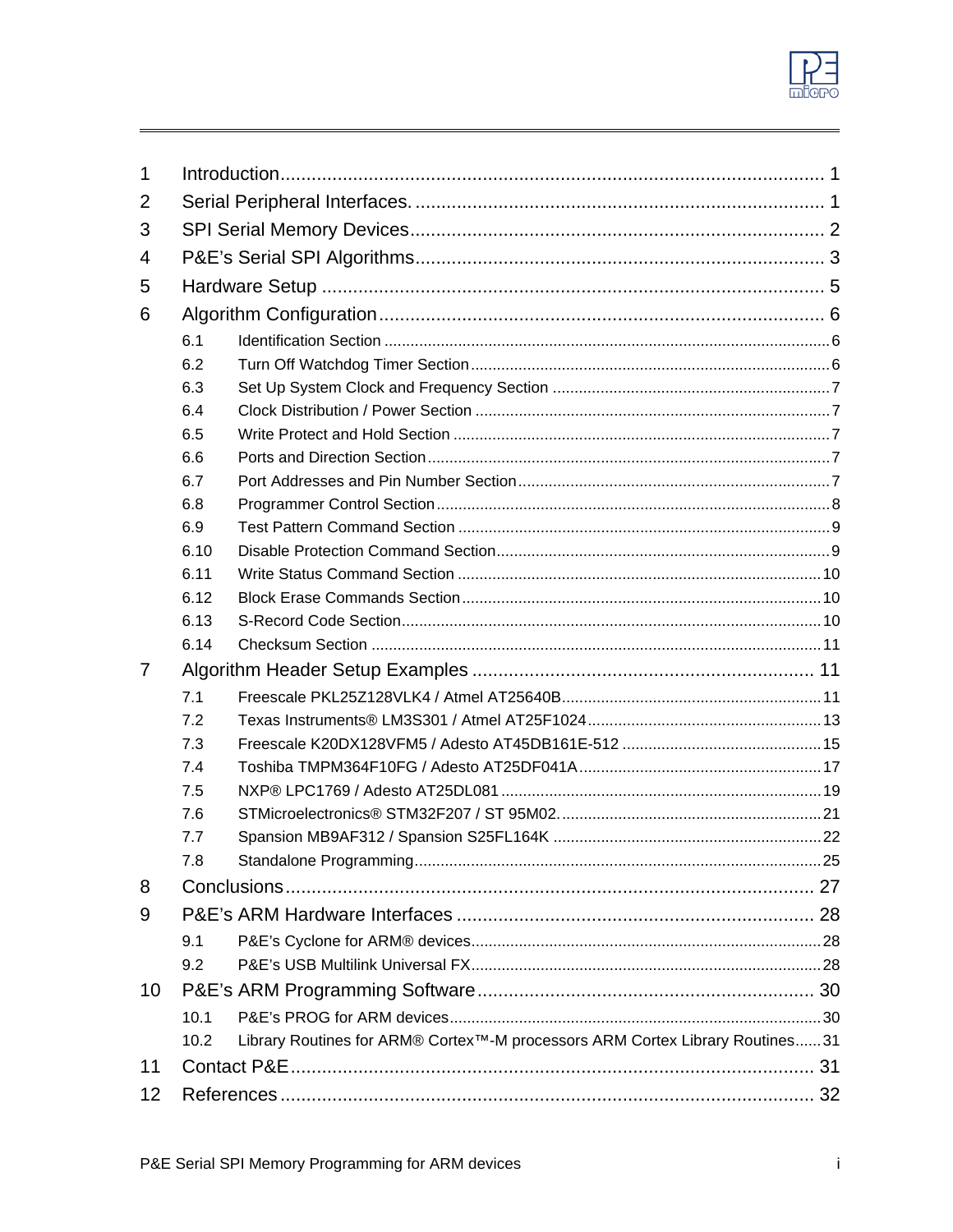1 Introduction ........................................................................................................ 1

2 Serial Peripheral Interfaces. ................................................................................. 1

3 SPI Serial Memory Devices .................................................................................. 2

4 P&E's Serial SPI Algorithms ................................................................................. 3

5 Hardware Setup .................................................................................................. 5

6 Algorithm Configuration ....................................................................................... 6

- 6.1 Identification Section ........................................................................................ 6
- 6.2 Turn Off Watchdog Timer Section ....................................................................... 6
- 6.3 Set Up System Clock and Frequency Section ........................................................ 7
- 6.4 Clock Distribution / Power Section ...................................................................... 7
- 6.5 Write Protect and Hold Section ........................................................................... 7
- 6.6 Ports and Direction Section ................................................................................ 7
- 6.7 Port Addresses and Pin Number Section ............................................................... 7
- 6.8 Programmer Control Section ............................................................................... 8
- 6.9 Test Pattern Command Section ........................................................................... 9
- 6.10 Disable Protection Command Section .................................................................. 9
- 6.11 Write Status Command Section ........................................................................ 10
- 6.12 Block Erase Commands Section ........................................................................ 10
- 6.13 S-Record Code Section .................................................................................... 10
- 6.14 Checksum Section .......................................................................................... 11

7 Algorithm Header Setup Examples ....................................................................... 11

- 7.1 Freescale PKL25Z128VLK4 / Atmel AT25640B ...................................................... 11
- 7.2 Texas Instruments® LM3S301 / Atmel AT25F1024 ................................................. 13
- 7.3 Freescale K20DX128VFM5 / Adesto AT45DB161E-512 ............................................ 15
- 7.4 Toshiba TMPM364F10FG / Adesto AT25DF041A ...................................................... 17
- 7.5 NXP® LPC1769 / Adesto AT25DL081 .................................................................... 19
- 7.6 STMicroelectronics® STM32F207 / ST 95M02. ........................................................ 21
- 7.7 Spansion MB9AF312 / Spansion S25FL164K ........................................................... 22
- 7.8 Standalone Programming ................................................................................... 25

8 Conclusions ....................................................................................................... 27

9 P&E's ARM Hardware Interfaces .......................................................................... 28

- 9.1 P&E's Cyclone for ARM® devices ......................................................................... 28
- 9.2 P&E's USB Multilink Universal FX ......................................................................... 28

10 P&E's ARM Programming Software ..................................................................... 30

- 10.1 P&E's PROG for ARM devices ............................................................................ 30
- 10.2 Library Routines for ARM® Cortex™-M processors ARM Cortex Library Routines ...... 31

11 Contact P&E ..................................................................................................... 31

12 References ....................................................................................................... 32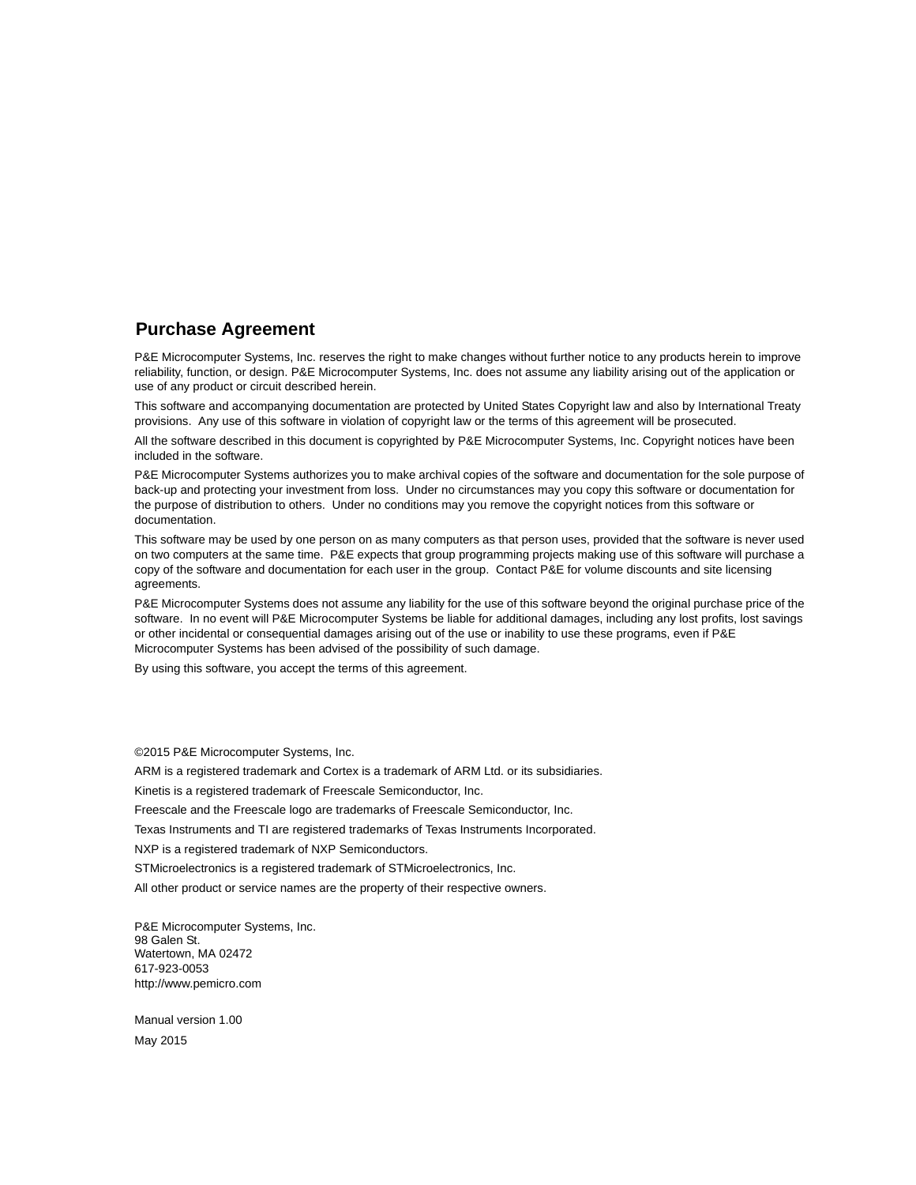## Purchase Agreement

P&E Microcomputer Systems, Inc. reserves the right to make changes without further notice to any products herein to improve reliability, function, or design. P&E Microcomputer Systems, Inc. does not assume any liability arising out of the application or use of any product or circuit described herein.

This software and accompanying documentation are protected by United States Copyright law and also by International Treaty provisions. Any use of this software in violation of copyright law or the terms of this agreement will be prosecuted.

All the software described in this document is copyrighted by P&E Microcomputer Systems, Inc. Copyright notices have been included in the software.

P&E Microcomputer Systems authorizes you to make archival copies of the software and documentation for the sole purpose of back-up and protecting your investment from loss. Under no circumstances may you copy this software or documentation for the purpose of distribution to others. Under no conditions may you remove the copyright notices from this software or documentation.

This software may be used by one person on as many computers as that person uses, provided that the software is never used on two computers at the same time. P&E expects that group programming projects making use of this software will purchase a copy of the software and documentation for each user in the group. Contact P&E for volume discounts and site licensing agreements.

P&E Microcomputer Systems does not assume any liability for the use of this software beyond the original purchase price of the software. In no event will P&E Microcomputer Systems be liable for additional damages, including any lost profits, lost savings or other incidental or consequential damages arising out of the use or inability to use these programs, even if P&E Microcomputer Systems has been advised of the possibility of such damage.

By using this software, you accept the terms of this agreement.

©2015 P&E Microcomputer Systems, Inc.

ARM is a registered trademark and Cortex is a trademark of ARM Ltd. or its subsidiaries.

Kinetis is a registered trademark of Freescale Semiconductor, Inc.

Freescale and the Freescale logo are trademarks of Freescale Semiconductor, Inc.

Texas Instruments and TI are registered trademarks of Texas Instruments Incorporated.

NXP is a registered trademark of NXP Semiconductors.

STMicroelectronics is a registered trademark of STMicroelectronics, Inc.

All other product or service names are the property of their respective owners.

P&E Microcomputer Systems, Inc.
98 Galen St.
Watertown, MA 02472
617-923-0053
http://www.pemicro.com

Manual version 1.00

May 2015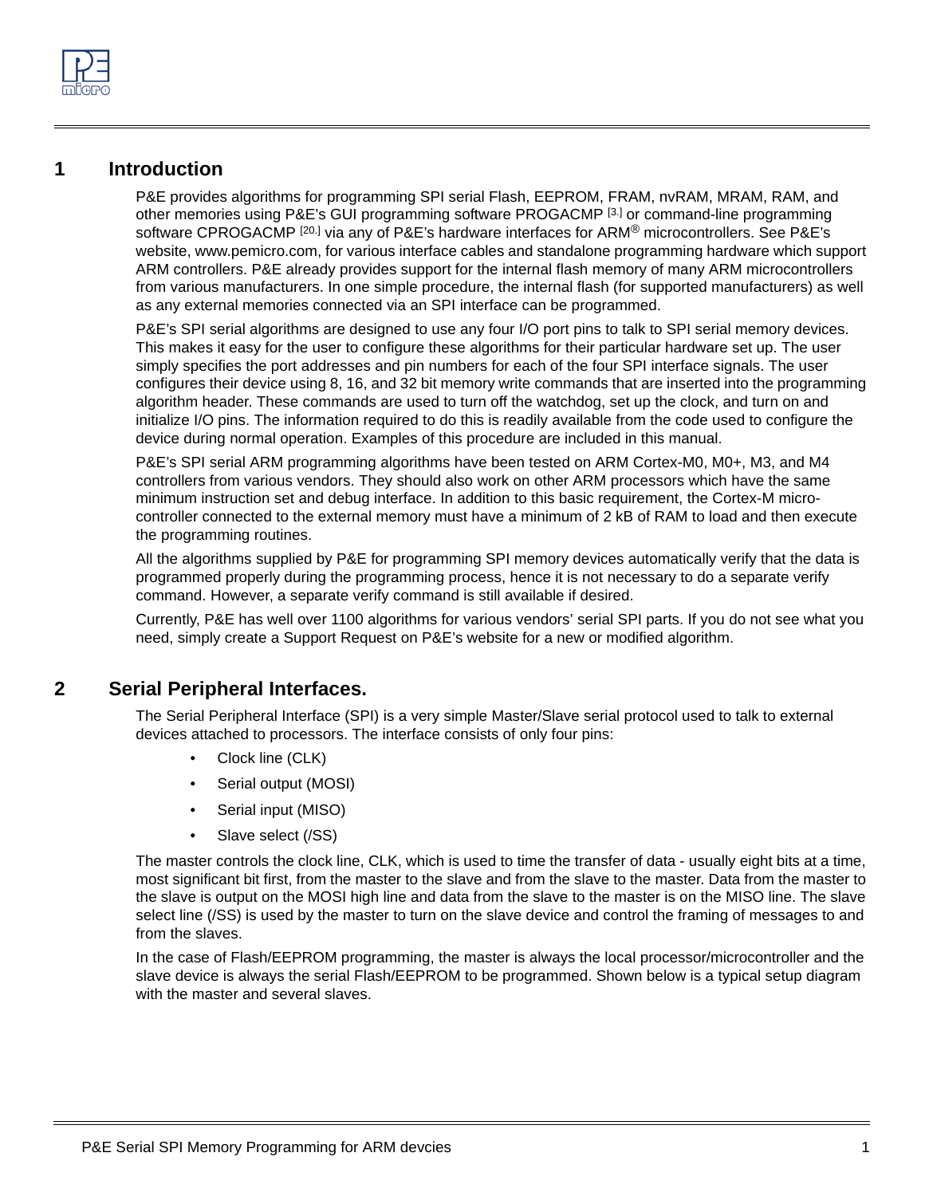# 1 Introduction

P&E provides algorithms for programming SPI serial Flash, EEPROM, FRAM, nvRAM, MRAM, RAM, and other memories using P&E's GUI programming software PROGACMP [3.] or command-line programming software CPROGACMP [20.] via any of P&E's hardware interfaces for ARM® microcontrollers. See P&E's website, www.pemicro.com, for various interface cables and standalone programming hardware which support ARM controllers. P&E already provides support for the internal flash memory of many ARM microcontrollers from various manufacturers. In one simple procedure, the internal flash (for supported manufacturers) as well as any external memories connected via an SPI interface can be programmed.

P&E's SPI serial algorithms are designed to use any four I/O port pins to talk to SPI serial memory devices. This makes it easy for the user to configure these algorithms for their particular hardware set up. The user simply specifies the port addresses and pin numbers for each of the four SPI interface signals. The user configures their device using 8, 16, and 32 bit memory write commands that are inserted into the programming algorithm header. These commands are used to turn off the watchdog, set up the clock, and turn on and initialize I/O pins. The information required to do this is readily available from the code used to configure the device during normal operation. Examples of this procedure are included in this manual.

P&E's SPI serial ARM programming algorithms have been tested on ARM Cortex-M0, M0+, M3, and M4 controllers from various vendors. They should also work on other ARM processors which have the same minimum instruction set and debug interface. In addition to this basic requirement, the Cortex-M micro-controller connected to the external memory must have a minimum of 2 kB of RAM to load and then execute the programming routines.

All the algorithms supplied by P&E for programming SPI memory devices automatically verify that the data is programmed properly during the programming process, hence it is not necessary to do a separate verify command. However, a separate verify command is still available if desired.

Currently, P&E has well over 1100 algorithms for various vendors' serial SPI parts. If you do not see what you need, simply create a Support Request on P&E's website for a new or modified algorithm.

# 2 Serial Peripheral Interfaces.

The Serial Peripheral Interface (SPI) is a very simple Master/Slave serial protocol used to talk to external devices attached to processors. The interface consists of only four pins:

- Clock line (CLK)
- Serial output (MOSI)
- Serial input (MISO)
- Slave select (/SS)

The master controls the clock line, CLK, which is used to time the transfer of data - usually eight bits at a time, most significant bit first, from the master to the slave and from the slave to the master. Data from the master to the slave is output on the MOSI high line and data from the slave to the master is on the MISO line. The slave select line (/SS) is used by the master to turn on the slave device and control the framing of messages to and from the slaves.

In the case of Flash/EEPROM programming, the master is always the local processor/microcontroller and the slave device is always the serial Flash/EEPROM to be programmed. Shown below is a typical setup diagram with the master and several slaves.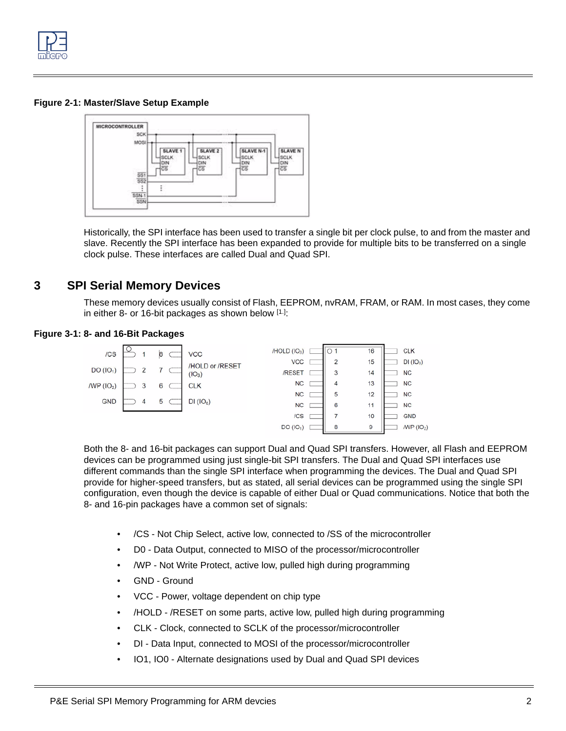**Figure 2-1: Master/Slave Setup Example**

Historically, the SPI interface has been used to transfer a single bit per clock pulse, to and from the master and slave. Recently the SPI interface has been expanded to provide for multiple bits to be transferred on a single clock pulse. These interfaces are called Dual and Quad SPI.

# 3 SPI Serial Memory Devices

These memory devices usually consist of Flash, EEPROM, nvRAM, FRAM, or RAM. In most cases, they come in either 8- or 16-bit packages as shown below [1.]:

**Figure 3-1: 8- and 16-Bit Packages**

Both the 8- and 16-bit packages can support Dual and Quad SPI transfers. However, all Flash and EEPROM devices can be programmed using just single-bit SPI transfers. The Dual and Quad SPI interfaces use different commands than the single SPI interface when programming the devices. The Dual and Quad SPI provide for higher-speed transfers, but as stated, all serial devices can be programmed using the single SPI configuration, even though the device is capable of either Dual or Quad communications. Notice that both the 8- and 16-pin packages have a common set of signals:

- /CS - Not Chip Select, active low, connected to /SS of the microcontroller
- D0 - Data Output, connected to MISO of the processor/microcontroller
- /WP - Not Write Protect, active low, pulled high during programming
- GND - Ground
- VCC - Power, voltage dependent on chip type
- /HOLD - /RESET on some parts, active low, pulled high during programming
- CLK - Clock, connected to SCLK of the processor/microcontroller
- DI - Data Input, connected to MOSI of the processor/microcontroller
- IO1, IO0 - Alternate designations used by Dual and Quad SPI devices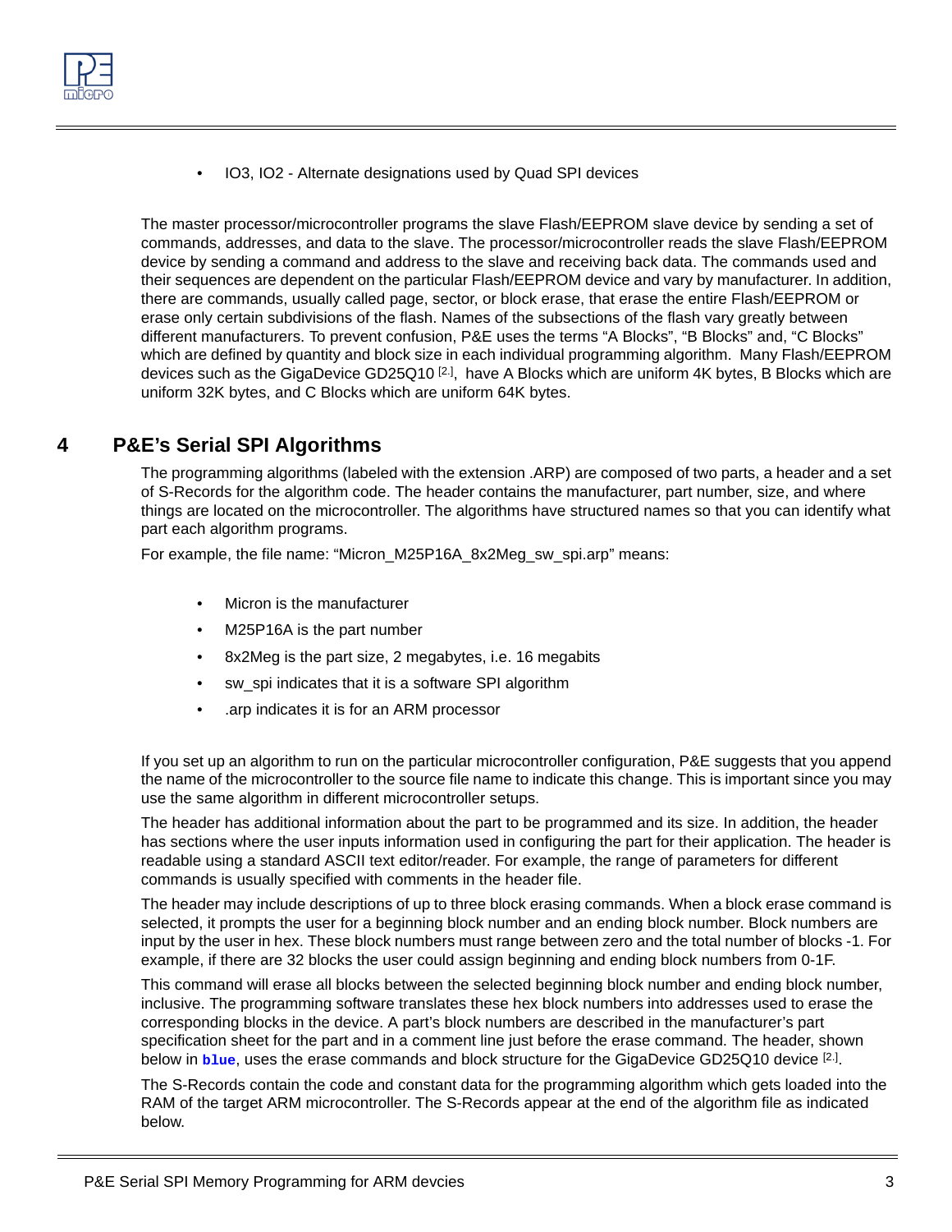- IO3, IO2 - Alternate designations used by Quad SPI devices

The master processor/microcontroller programs the slave Flash/EEPROM slave device by sending a set of commands, addresses, and data to the slave. The processor/microcontroller reads the slave Flash/EEPROM device by sending a command and address to the slave and receiving back data. The commands used and their sequences are dependent on the particular Flash/EEPROM device and vary by manufacturer. In addition, there are commands, usually called page, sector, or block erase, that erase the entire Flash/EEPROM or erase only certain subdivisions of the flash. Names of the subsections of the flash vary greatly between different manufacturers. To prevent confusion, P&E uses the terms "A Blocks", "B Blocks" and, "C Blocks" which are defined by quantity and block size in each individual programming algorithm. Many Flash/EEPROM devices such as the GigaDevice GD25Q10 [2.], have A Blocks which are uniform 4K bytes, B Blocks which are uniform 32K bytes, and C Blocks which are uniform 64K bytes.

# 4 P&E's Serial SPI Algorithms

The programming algorithms (labeled with the extension .ARP) are composed of two parts, a header and a set of S-Records for the algorithm code. The header contains the manufacturer, part number, size, and where things are located on the microcontroller. The algorithms have structured names so that you can identify what part each algorithm programs.

For example, the file name: "Micron_M25P16A_8x2Meg_sw_spi.arp" means:

- Micron is the manufacturer
- M25P16A is the part number
- 8x2Meg is the part size, 2 megabytes, i.e. 16 megabits
- sw_spi indicates that it is a software SPI algorithm
- .arp indicates it is for an ARM processor

If you set up an algorithm to run on the particular microcontroller configuration, P&E suggests that you append the name of the microcontroller to the source file name to indicate this change. This is important since you may use the same algorithm in different microcontroller setups.

The header has additional information about the part to be programmed and its size. In addition, the header has sections where the user inputs information used in configuring the part for their application. The header is readable using a standard ASCII text editor/reader. For example, the range of parameters for different commands is usually specified with comments in the header file.

The header may include descriptions of up to three block erasing commands. When a block erase command is selected, it prompts the user for a beginning block number and an ending block number. Block numbers are input by the user in hex. These block numbers must range between zero and the total number of blocks -1. For example, if there are 32 blocks the user could assign beginning and ending block numbers from 0-1F.

This command will erase all blocks between the selected beginning block number and ending block number, inclusive. The programming software translates these hex block numbers into addresses used to erase the corresponding blocks in the device. A part's block numbers are described in the manufacturer's part specification sheet for the part and in a comment line just before the erase command. The header, shown below in **blue**, uses the erase commands and block structure for the GigaDevice GD25Q10 device [2.].

The S-Records contain the code and constant data for the programming algorithm which gets loaded into the RAM of the target ARM microcontroller. The S-Records appear at the end of the algorithm file as indicated below.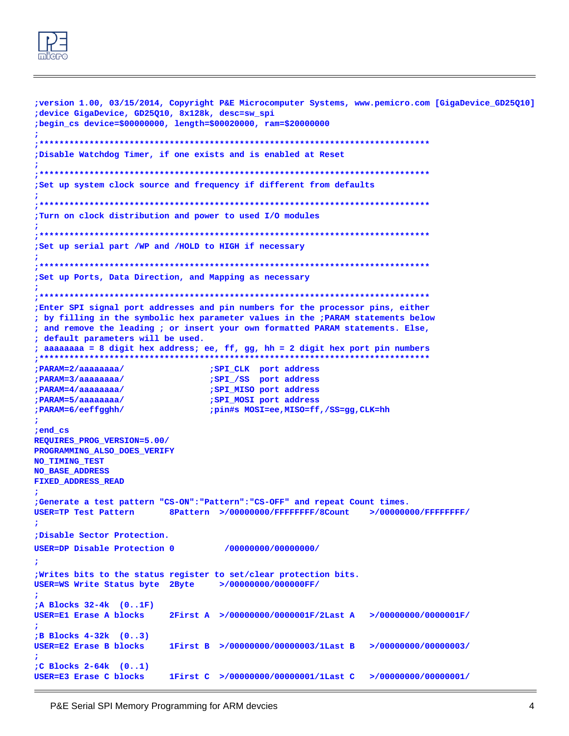```
;version 1.00, 03/15/2014, Copyright P&E Microcomputer Systems, www.pemicro.com [GigaDevice_GD25Q10]
;device GigaDevice, GD25Q10, 8x128k, desc=sw_spi
;begin_cs device=$00000000, length=$00020000, ram=$20000000
;
;*******************************************************************************
;Disable Watchdog Timer, if one exists and is enabled at Reset
;
;*******************************************************************************
;Set up system clock source and frequency if different from defaults
;
;*******************************************************************************
;Turn on clock distribution and power to used I/O modules
;
;*******************************************************************************
;Set up serial part /WP and /HOLD to HIGH if necessary
;
;*******************************************************************************
;Set up Ports, Data Direction, and Mapping as necessary
;
;*******************************************************************************
;Enter SPI signal port addresses and pin numbers for the processor pins, either
; by filling in the symbolic hex parameter values in the ;PARAM statements below
; and remove the leading ; or insert your own formatted PARAM statements. Else,
; default parameters will be used.
; aaaaaaaa = 8 digit hex address; ee, ff, gg, hh = 2 digit hex port pin numbers
;*******************************************************************************
;PARAM=2/aaaaaaaa/                 ;SPI_CLK  port address
;PARAM=3/aaaaaaaa/                 ;SPI_/SS  port address
;PARAM=4/aaaaaaaa/                 ;SPI_MISO port address
;PARAM=5/aaaaaaaa/                 ;SPI_MOSI port address
;PARAM=6/eeffgghh/                 ;pin#s MOSI=ee,MISO=ff,/SS=gg,CLK=hh
;
;end_cs
REQUIRES_PROG_VERSION=5.00/
PROGRAMMING_ALSO_DOES_VERIFY
NO_TIMING_TEST
NO_BASE_ADDRESS
FIXED_ADDRESS_READ
;
;Generate a test pattern "CS-ON":"Pattern":"CS-OFF" and repeat Count times.
USER=TP Test Pattern       8Pattern  >/00000000/FFFFFFFF/8Count    >/00000000/FFFFFFFF/
;
;Disable Sector Protection.
USER=DP Disable Protection 0          /00000000/00000000/
;
;Writes bits to the status register to set/clear protection bits.
USER=WS Write Status byte  2Byte     >/00000000/000000FF/
;
;A Blocks 32-4k  (0..1F)
USER=E1 Erase A blocks     2First A  >/00000000/0000001F/2Last A   >/00000000/0000001F/
;
;B Blocks 4-32k  (0..3)
USER=E2 Erase B blocks     1First B  >/00000000/00000003/1Last B   >/00000000/00000003/
;
;C Blocks 2-64k  (0..1)
USER=E3 Erase C blocks     1First C  >/00000000/00000001/1Last C   >/00000000/00000001/
```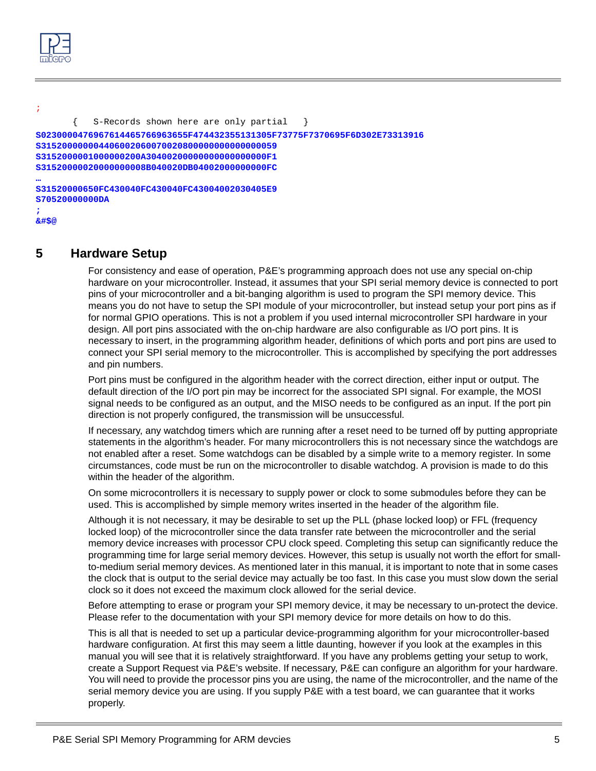```
;
      {   S-Records shown here are only partial   }
S02300004769676144657669636 55F474432355131305F73775F7370695F6D302E73313916
S3152000000004406002060070020800000000000000059
S31520000001000000200A30400200000000000000000F1
S31520000002000000008B040020DB04002000000000FC
…
S31520000650FC430040FC430040FC43004002030405E9
S70520000000DA
;
&#$@
```

## 5 Hardware Setup

For consistency and ease of operation, P&E's programming approach does not use any special on-chip hardware on your microcontroller. Instead, it assumes that your SPI serial memory device is connected to port pins of your microcontroller and a bit-banging algorithm is used to program the SPI memory device. This means you do not have to setup the SPI module of your microcontroller, but instead setup your port pins as if for normal GPIO operations. This is not a problem if you used internal microcontroller SPI hardware in your design. All port pins associated with the on-chip hardware are also configurable as I/O port pins. It is necessary to insert, in the programming algorithm header, definitions of which ports and port pins are used to connect your SPI serial memory to the microcontroller. This is accomplished by specifying the port addresses and pin numbers.

Port pins must be configured in the algorithm header with the correct direction, either input or output. The default direction of the I/O port pin may be incorrect for the associated SPI signal. For example, the MOSI signal needs to be configured as an output, and the MISO needs to be configured as an input. If the port pin direction is not properly configured, the transmission will be unsuccessful.

If necessary, any watchdog timers which are running after a reset need to be turned off by putting appropriate statements in the algorithm's header. For many microcontrollers this is not necessary since the watchdogs are not enabled after a reset. Some watchdogs can be disabled by a simple write to a memory register. In some circumstances, code must be run on the microcontroller to disable watchdog. A provision is made to do this within the header of the algorithm.

On some microcontrollers it is necessary to supply power or clock to some submodules before they can be used. This is accomplished by simple memory writes inserted in the header of the algorithm file.

Although it is not necessary, it may be desirable to set up the PLL (phase locked loop) or FFL (frequency locked loop) of the microcontroller since the data transfer rate between the microcontroller and the serial memory device increases with processor CPU clock speed. Completing this setup can significantly reduce the programming time for large serial memory devices. However, this setup is usually not worth the effort for small-to-medium serial memory devices. As mentioned later in this manual, it is important to note that in some cases the clock that is output to the serial device may actually be too fast. In this case you must slow down the serial clock so it does not exceed the maximum clock allowed for the serial device.

Before attempting to erase or program your SPI memory device, it may be necessary to un-protect the device. Please refer to the documentation with your SPI memory device for more details on how to do this.

This is all that is needed to set up a particular device-programming algorithm for your microcontroller-based hardware configuration. At first this may seem a little daunting, however if you look at the examples in this manual you will see that it is relatively straightforward. If you have any problems getting your setup to work, create a Support Request via P&E's website. If necessary, P&E can configure an algorithm for your hardware. You will need to provide the processor pins you are using, the name of the microcontroller, and the name of the serial memory device you are using. If you supply P&E with a test board, we can guarantee that it works properly.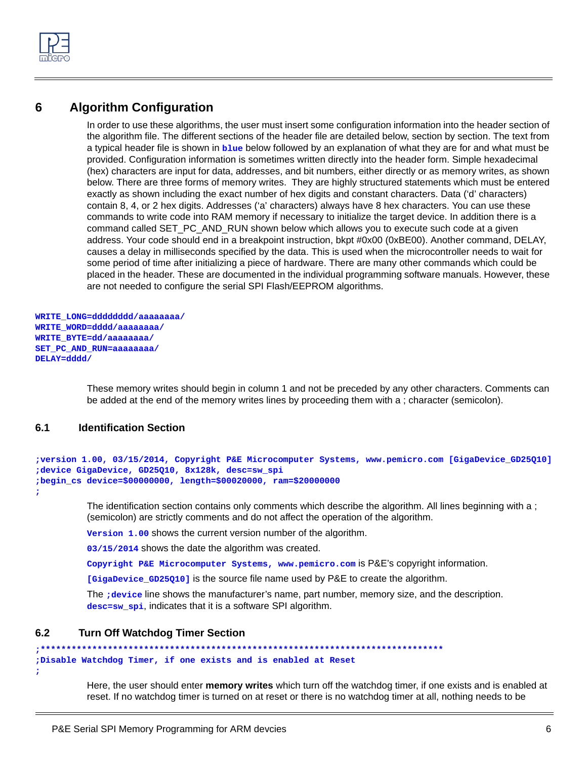# 6 Algorithm Configuration

In order to use these algorithms, the user must insert some configuration information into the header section of the algorithm file. The different sections of the header file are detailed below, section by section. The text from a typical header file is shown in **blue** below followed by an explanation of what they are for and what must be provided. Configuration information is sometimes written directly into the header form. Simple hexadecimal (hex) characters are input for data, addresses, and bit numbers, either directly or as memory writes, as shown below. There are three forms of memory writes. They are highly structured statements which must be entered exactly as shown including the exact number of hex digits and constant characters. Data ('d' characters) contain 8, 4, or 2 hex digits. Addresses ('a' characters) always have 8 hex characters. You can use these commands to write code into RAM memory if necessary to initialize the target device. In addition there is a command called SET_PC_AND_RUN shown below which allows you to execute such code at a given address. Your code should end in a breakpoint instruction, bkpt #0x00 (0xBE00). Another command, DELAY, causes a delay in milliseconds specified by the data. This is used when the microcontroller needs to wait for some period of time after initializing a piece of hardware. There are many other commands which could be placed in the header. These are documented in the individual programming software manuals. However, these are not needed to configure the serial SPI Flash/EEPROM algorithms.

```
WRITE_LONG=dddddddd/aaaaaaaa/
WRITE_WORD=dddd/aaaaaaaa/
WRITE_BYTE=dd/aaaaaaaa/
SET_PC_AND_RUN=aaaaaaaa/
DELAY=dddd/
```

These memory writes should begin in column 1 and not be preceded by any other characters. Comments can be added at the end of the memory writes lines by proceeding them with a ; character (semicolon).

## 6.1 Identification Section

```
;version 1.00, 03/15/2014, Copyright P&E Microcomputer Systems, www.pemicro.com [GigaDevice_GD25Q10]
;device GigaDevice, GD25Q10, 8x128k, desc=sw_spi
;begin_cs device=$00000000, length=$00020000, ram=$20000000
;
```

The identification section contains only comments which describe the algorithm. All lines beginning with a ; (semicolon) are strictly comments and do not affect the operation of the algorithm.

`Version 1.00` shows the current version number of the algorithm.

`03/15/2014` shows the date the algorithm was created.

`Copyright P&E Microcomputer Systems, www.pemicro.com` is P&E's copyright information.

`[GigaDevice_GD25Q10]` is the source file name used by P&E to create the algorithm.

The `;device` line shows the manufacturer's name, part number, memory size, and the description. `desc=sw_spi`, indicates that it is a software SPI algorithm.

## 6.2 Turn Off Watchdog Timer Section

```
;******************************************************************************
;Disable Watchdog Timer, if one exists and is enabled at Reset
;
```

Here, the user should enter **memory writes** which turn off the watchdog timer, if one exists and is enabled at reset. If no watchdog timer is turned on at reset or there is no watchdog timer at all, nothing needs to be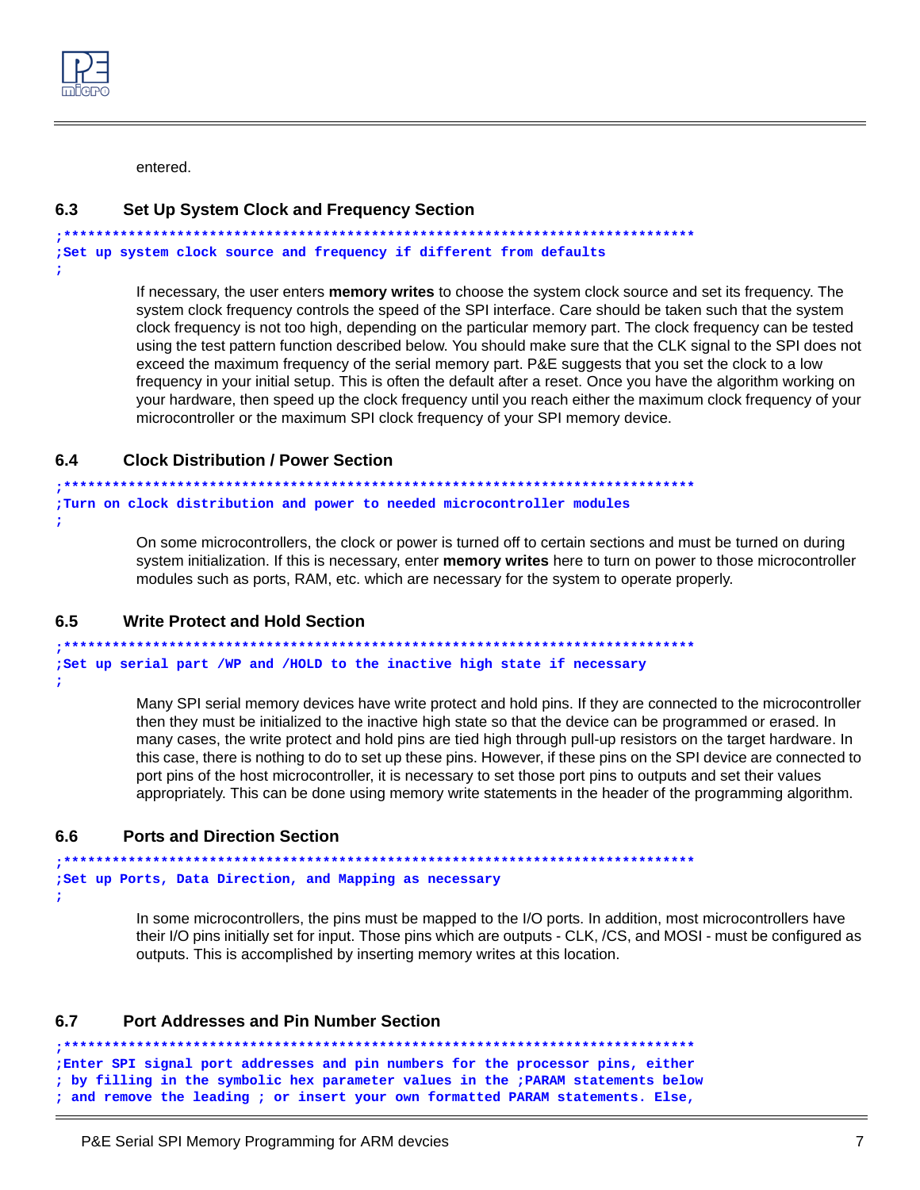entered.

### 6.3 Set Up System Clock and Frequency Section

```
;*******************************************************************************
;Set up system clock source and frequency if different from defaults
;
```

If necessary, the user enters **memory writes** to choose the system clock source and set its frequency. The system clock frequency controls the speed of the SPI interface. Care should be taken such that the system clock frequency is not too high, depending on the particular memory part. The clock frequency can be tested using the test pattern function described below. You should make sure that the CLK signal to the SPI does not exceed the maximum frequency of the serial memory part. P&E suggests that you set the clock to a low frequency in your initial setup. This is often the default after a reset. Once you have the algorithm working on your hardware, then speed up the clock frequency until you reach either the maximum clock frequency of your microcontroller or the maximum SPI clock frequency of your SPI memory device.

### 6.4 Clock Distribution / Power Section

```
;*******************************************************************************
;Turn on clock distribution and power to needed microcontroller modules
;
```

On some microcontrollers, the clock or power is turned off to certain sections and must be turned on during system initialization. If this is necessary, enter **memory writes** here to turn on power to those microcontroller modules such as ports, RAM, etc. which are necessary for the system to operate properly.

### 6.5 Write Protect and Hold Section

```
;*******************************************************************************
;Set up serial part /WP and /HOLD to the inactive high state if necessary
;
```

Many SPI serial memory devices have write protect and hold pins. If they are connected to the microcontroller then they must be initialized to the inactive high state so that the device can be programmed or erased. In many cases, the write protect and hold pins are tied high through pull-up resistors on the target hardware. In this case, there is nothing to do to set up these pins. However, if these pins on the SPI device are connected to port pins of the host microcontroller, it is necessary to set those port pins to outputs and set their values appropriately. This can be done using memory write statements in the header of the programming algorithm.

### 6.6 Ports and Direction Section

```
;*******************************************************************************
;Set up Ports, Data Direction, and Mapping as necessary
;
```

In some microcontrollers, the pins must be mapped to the I/O ports. In addition, most microcontrollers have their I/O pins initially set for input. Those pins which are outputs - CLK, /CS, and MOSI - must be configured as outputs. This is accomplished by inserting memory writes at this location.

### 6.7 Port Addresses and Pin Number Section

```
;*******************************************************************************
;Enter SPI signal port addresses and pin numbers for the processor pins, either
; by filling in the symbolic hex parameter values in the ;PARAM statements below
; and remove the leading ; or insert your own formatted PARAM statements. Else,
```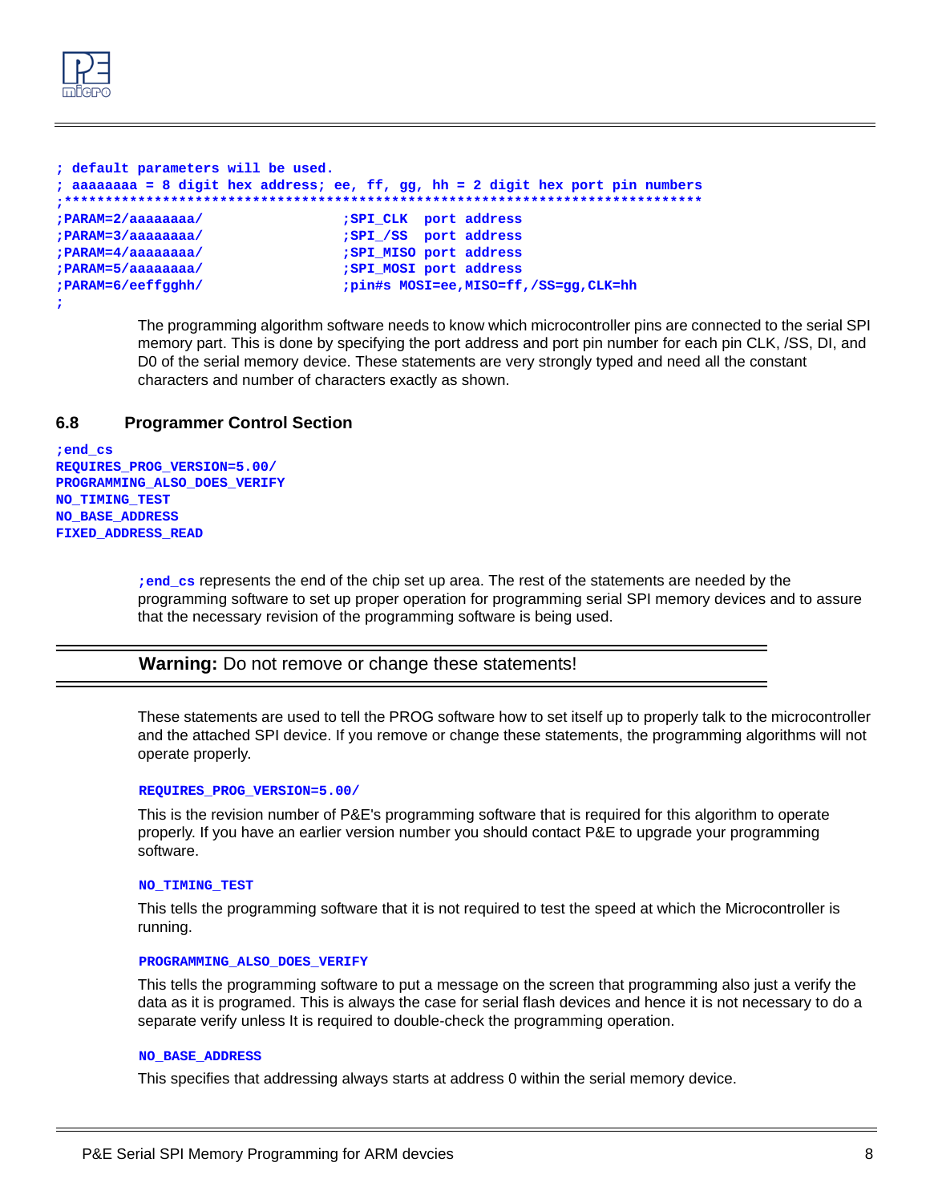```
; default parameters will be used.
; aaaaaaaa = 8 digit hex address; ee, ff, gg, hh = 2 digit hex port pin numbers
;******************************************************************************
;PARAM=2/aaaaaaaa/                  ;SPI_CLK  port address
;PARAM=3/aaaaaaaa/                  ;SPI_/SS  port address
;PARAM=4/aaaaaaaa/                  ;SPI_MISO port address
;PARAM=5/aaaaaaaa/                  ;SPI_MOSI port address
;PARAM=6/eeffgghh/                  ;pin#s MOSI=ee,MISO=ff,/SS=gg,CLK=hh
;
```

The programming algorithm software needs to know which microcontroller pins are connected to the serial SPI memory part. This is done by specifying the port address and port pin number for each pin CLK, /SS, DI, and D0 of the serial memory device. These statements are very strongly typed and need all the constant characters and number of characters exactly as shown.

## 6.8 Programmer Control Section

```
;end_cs
REQUIRES_PROG_VERSION=5.00/
PROGRAMMING_ALSO_DOES_VERIFY
NO_TIMING_TEST
NO_BASE_ADDRESS
FIXED_ADDRESS_READ
```

`;end_cs` represents the end of the chip set up area. The rest of the statements are needed by the programming software to set up proper operation for programming serial SPI memory devices and to assure that the necessary revision of the programming software is being used.

---

**Warning:** Do not remove or change these statements!

---

These statements are used to tell the PROG software how to set itself up to properly talk to the microcontroller and the attached SPI device. If you remove or change these statements, the programming algorithms will not operate properly.

`REQUIRES_PROG_VERSION=5.00/`

This is the revision number of P&E's programming software that is required for this algorithm to operate properly. If you have an earlier version number you should contact P&E to upgrade your programming software.

`NO_TIMING_TEST`

This tells the programming software that it is not required to test the speed at which the Microcontroller is running.

`PROGRAMMING_ALSO_DOES_VERIFY`

This tells the programming software to put a message on the screen that programming also just a verify the data as it is programed. This is always the case for serial flash devices and hence it is not necessary to do a separate verify unless It is required to double-check the programming operation.

`NO_BASE_ADDRESS`

This specifies that addressing always starts at address 0 within the serial memory device.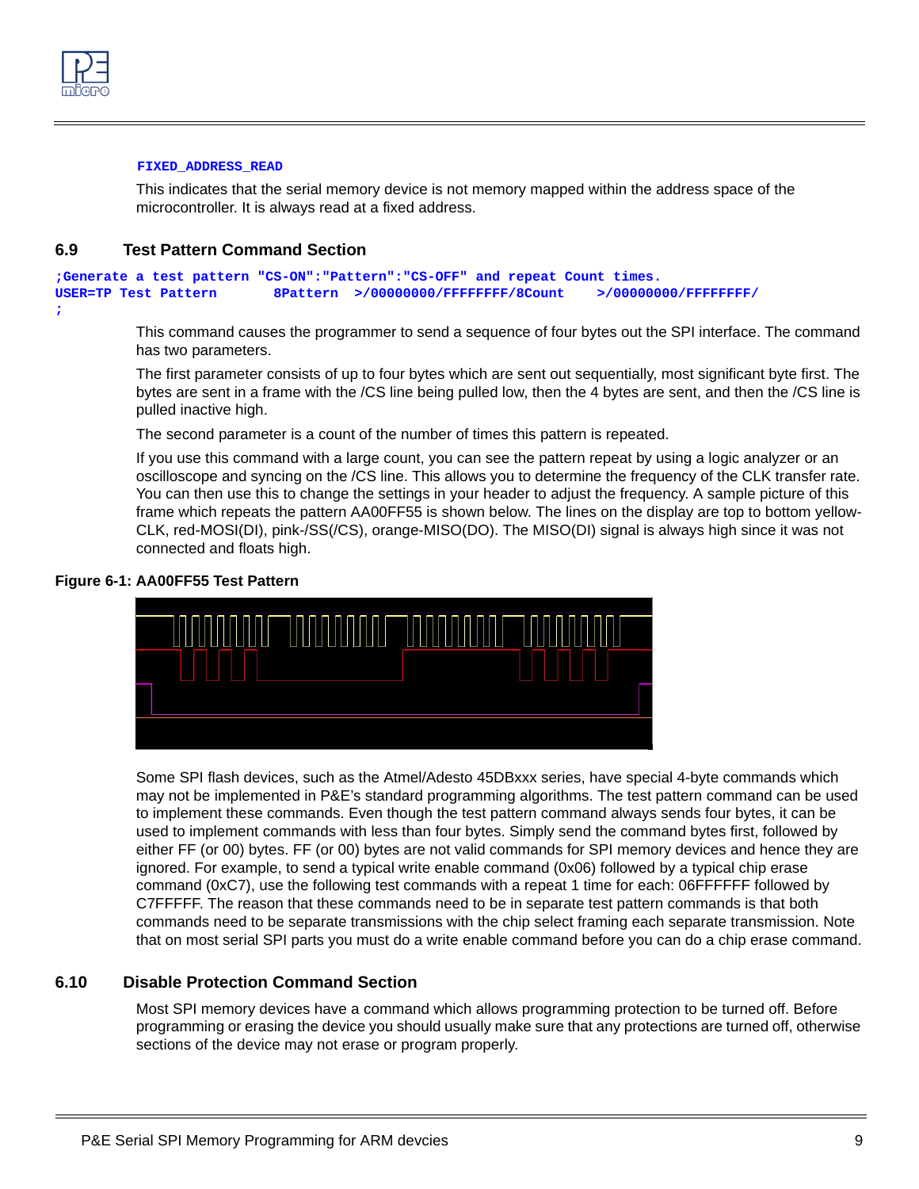**FIXED_ADDRESS_READ**

This indicates that the serial memory device is not memory mapped within the address space of the microcontroller. It is always read at a fixed address.

## 6.9 Test Pattern Command Section

```
;Generate a test pattern "CS-ON":"Pattern":"CS-OFF" and repeat Count times.
USER=TP Test Pattern       8Pattern  >/00000000/FFFFFFFF/8Count    >/00000000/FFFFFFFF/
;
```

This command causes the programmer to send a sequence of four bytes out the SPI interface. The command has two parameters.

The first parameter consists of up to four bytes which are sent out sequentially, most significant byte first. The bytes are sent in a frame with the /CS line being pulled low, then the 4 bytes are sent, and then the /CS line is pulled inactive high.

The second parameter is a count of the number of times this pattern is repeated.

If you use this command with a large count, you can see the pattern repeat by using a logic analyzer or an oscilloscope and syncing on the /CS line. This allows you to determine the frequency of the CLK transfer rate. You can then use this to change the settings in your header to adjust the frequency. A sample picture of this frame which repeats the pattern AA00FF55 is shown below. The lines on the display are top to bottom yellow-CLK, red-MOSI(DI), pink-/SS(/CS), orange-MISO(DO). The MISO(DI) signal is always high since it was not connected and floats high.

**Figure 6-1: AA00FF55 Test Pattern**

Some SPI flash devices, such as the Atmel/Adesto 45DBxxx series, have special 4-byte commands which may not be implemented in P&E's standard programming algorithms. The test pattern command can be used to implement these commands. Even though the test pattern command always sends four bytes, it can be used to implement commands with less than four bytes. Simply send the command bytes first, followed by either FF (or 00) bytes. FF (or 00) bytes are not valid commands for SPI memory devices and hence they are ignored. For example, to send a typical write enable command (0x06) followed by a typical chip erase command (0xC7), use the following test commands with a repeat 1 time for each: 06FFFFFF followed by C7FFFFF. The reason that these commands need to be in separate test pattern commands is that both commands need to be separate transmissions with the chip select framing each separate transmission. Note that on most serial SPI parts you must do a write enable command before you can do a chip erase command.

## 6.10 Disable Protection Command Section

Most SPI memory devices have a command which allows programming protection to be turned off. Before programming or erasing the device you should usually make sure that any protections are turned off, otherwise sections of the device may not erase or program properly.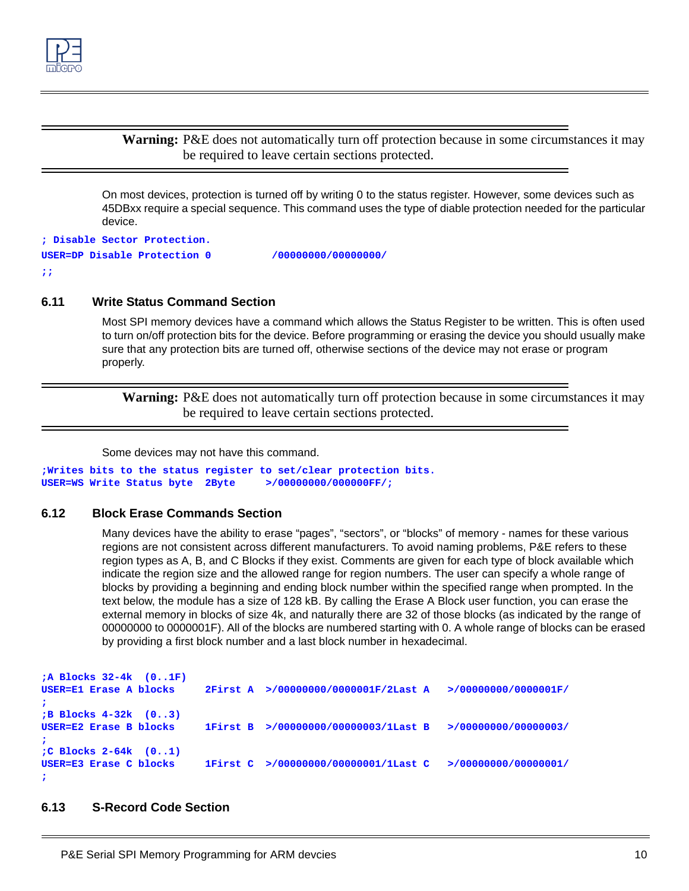> **Warning:** P&E does not automatically turn off protection because in some circumstances it may be required to leave certain sections protected.

On most devices, protection is turned off by writing 0 to the status register. However, some devices such as 45DBxx require a special sequence. This command uses the type of diable protection needed for the particular device.

```
; Disable Sector Protection.
USER=DP Disable Protection 0          /00000000/00000000/
;;
```

## 6.11 Write Status Command Section

Most SPI memory devices have a command which allows the Status Register to be written. This is often used to turn on/off protection bits for the device. Before programming or erasing the device you should usually make sure that any protection bits are turned off, otherwise sections of the device may not erase or program properly.

> **Warning:** P&E does not automatically turn off protection because in some circumstances it may be required to leave certain sections protected.

Some devices may not have this command.

```
;Writes bits to the status register to set/clear protection bits.
USER=WS Write Status byte  2Byte    >/00000000/000000FF/;
```

## 6.12 Block Erase Commands Section

Many devices have the ability to erase "pages", "sectors", or "blocks" of memory - names for these various regions are not consistent across different manufacturers. To avoid naming problems, P&E refers to these region types as A, B, and C Blocks if they exist. Comments are given for each type of block available which indicate the region size and the allowed range for region numbers. The user can specify a whole range of blocks by providing a beginning and ending block number within the specified range when prompted. In the text below, the module has a size of 128 kB. By calling the Erase A Block user function, you can erase the external memory in blocks of size 4k, and naturally there are 32 of those blocks (as indicated by the range of 00000000 to 0000001F). All of the blocks are numbered starting with 0. A whole range of blocks can be erased by providing a first block number and a last block number in hexadecimal.

```
;A Blocks 32-4k  (0..1F)
USER=E1 Erase A blocks     2First A  >/00000000/0000001F/2Last A   >/00000000/0000001F/
;
;B Blocks 4-32k  (0..3)
USER=E2 Erase B blocks     1First B  >/00000000/00000003/1Last B   >/00000000/00000003/
;
;C Blocks 2-64k  (0..1)
USER=E3 Erase C blocks     1First C  >/00000000/00000001/1Last C   >/00000000/00000001/
;
```

## 6.13 S-Record Code Section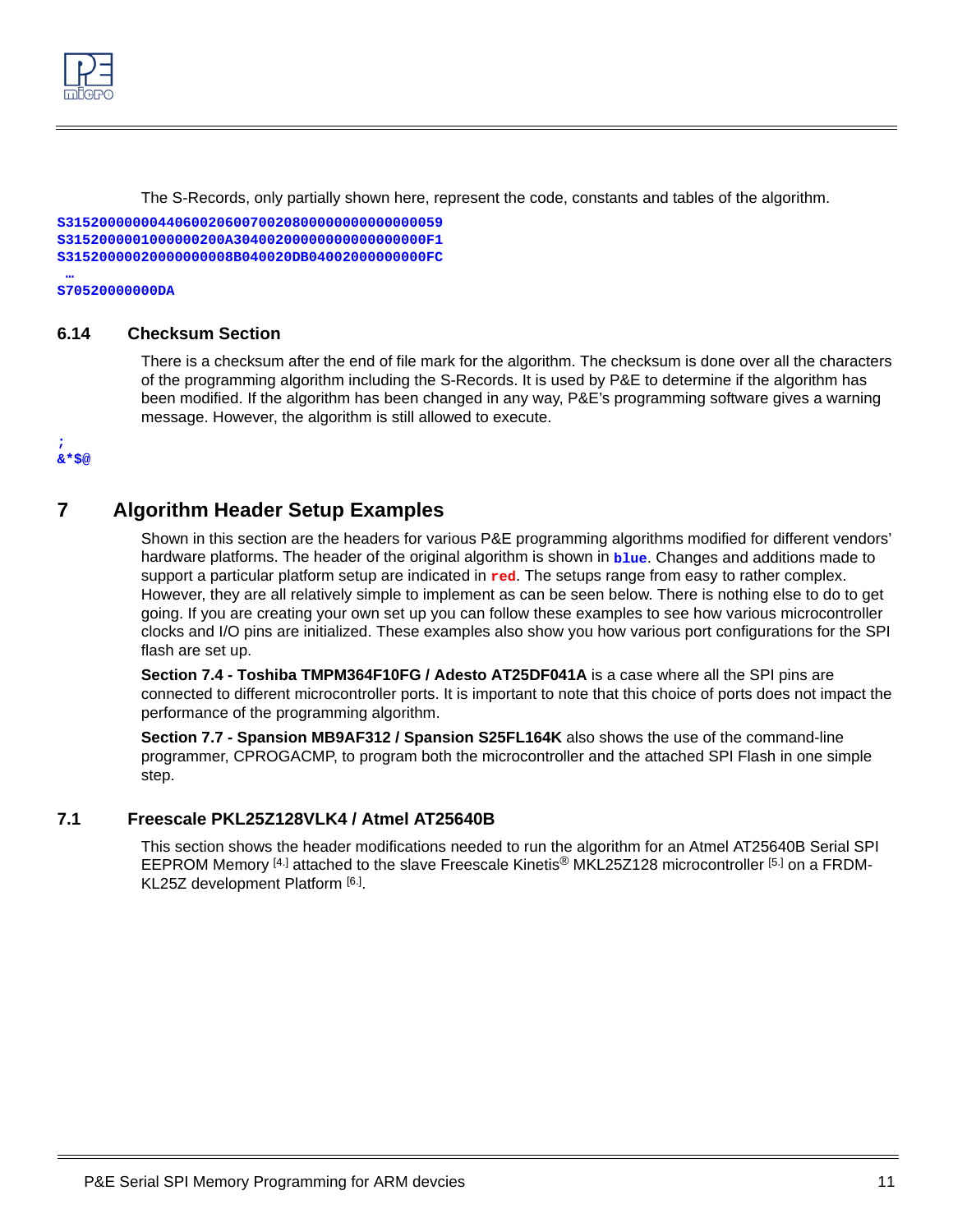The S-Records, only partially shown here, represent the code, constants and tables of the algorithm.

```
S3152000000044060020600700208000000000000000059
S315200000100000020 0A304002000000000000000F1
S31520000020000000008B040020DB04002000000000FC
 …
S70520000000DA
```

### 6.14 Checksum Section

There is a checksum after the end of file mark for the algorithm. The checksum is done over all the characters of the programming algorithm including the S-Records. It is used by P&E to determine if the algorithm has been modified. If the algorithm has been changed in any way, P&E's programming software gives a warning message. However, the algorithm is still allowed to execute.

```
;
&*$@
```

## 7 Algorithm Header Setup Examples

Shown in this section are the headers for various P&E programming algorithms modified for different vendors' hardware platforms. The header of the original algorithm is shown in **blue**. Changes and additions made to support a particular platform setup are indicated in **red**. The setups range from easy to rather complex. However, they are all relatively simple to implement as can be seen below. There is nothing else to do to get going. If you are creating your own set up you can follow these examples to see how various microcontroller clocks and I/O pins are initialized. These examples also show you how various port configurations for the SPI flash are set up.

**Section 7.4 - Toshiba TMPM364F10FG / Adesto AT25DF041A** is a case where all the SPI pins are connected to different microcontroller ports. It is important to note that this choice of ports does not impact the performance of the programming algorithm.

**Section 7.7 - Spansion MB9AF312 / Spansion S25FL164K** also shows the use of the command-line programmer, CPROGACMP, to program both the microcontroller and the attached SPI Flash in one simple step.

### 7.1 Freescale PKL25Z128VLK4 / Atmel AT25640B

This section shows the header modifications needed to run the algorithm for an Atmel AT25640B Serial SPI EEPROM Memory [4.] attached to the slave Freescale Kinetis® MKL25Z128 microcontroller [5.] on a FRDM-KL25Z development Platform [6.].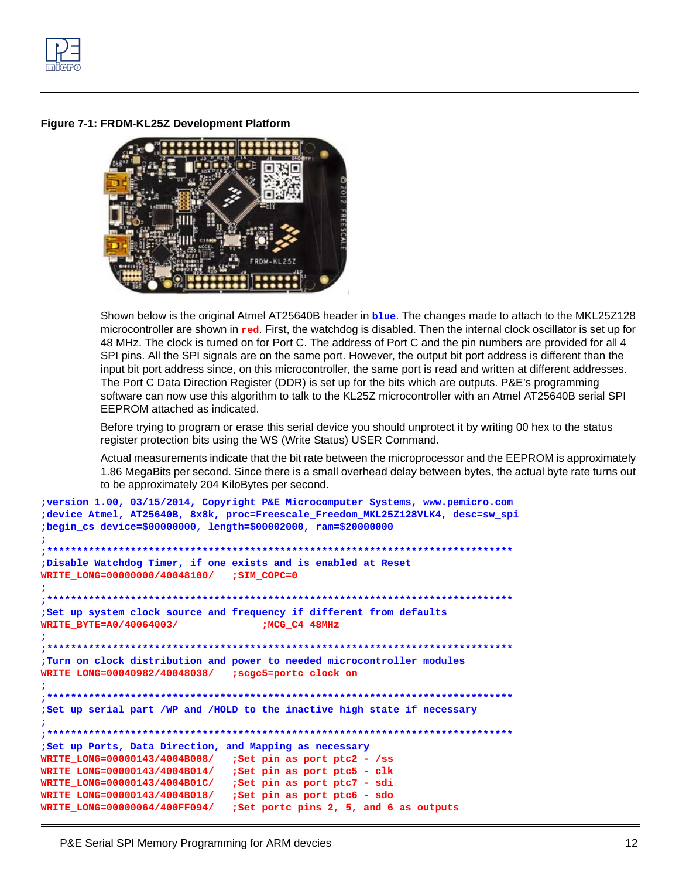**Figure 7-1: FRDM-KL25Z Development Platform**

Shown below is the original Atmel AT25640B header in **blue**. The changes made to attach to the MKL25Z128 microcontroller are shown in **red**. First, the watchdog is disabled. Then the internal clock oscillator is set up for 48 MHz. The clock is turned on for Port C. The address of Port C and the pin numbers are provided for all 4 SPI pins. All the SPI signals are on the same port. However, the output bit port address is different than the input bit port address since, on this microcontroller, the same port is read and written at different addresses. The Port C Data Direction Register (DDR) is set up for the bits which are outputs. P&E's programming software can now use this algorithm to talk to the KL25Z microcontroller with an Atmel AT25640B serial SPI EEPROM attached as indicated.

Before trying to program or erase this serial device you should unprotect it by writing 00 hex to the status register protection bits using the WS (Write Status) USER Command.

Actual measurements indicate that the bit rate between the microprocessor and the EEPROM is approximately 1.86 MegaBits per second. Since there is a small overhead delay between bytes, the actual byte rate turns out to be approximately 204 KiloBytes per second.

```
;version 1.00, 03/15/2014, Copyright P&E Microcomputer Systems, www.pemicro.com
;device Atmel, AT25640B, 8x8k, proc=Freescale_Freedom_MKL25Z128VLK4, desc=sw_spi
;begin_cs device=$00000000, length=$00002000, ram=$20000000
;
;*******************************************************************************
;Disable Watchdog Timer, if one exists and is enabled at Reset
WRITE_LONG=00000000/40048100/   ;SIM_COPC=0
;
;*******************************************************************************
;Set up system clock source and frequency if different from defaults
WRITE_BYTE=A0/40064003/              ;MCG_C4 48MHz
;
;*******************************************************************************
;Turn on clock distribution and power to needed microcontroller modules
WRITE_LONG=00040982/40048038/   ;scgc5=portc clock on
;
;*******************************************************************************
;Set up serial part /WP and /HOLD to the inactive high state if necessary
;
;*******************************************************************************
;Set up Ports, Data Direction, and Mapping as necessary
WRITE_LONG=00000143/4004B008/   ;Set pin as port ptc2 - /ss
WRITE_LONG=00000143/4004B014/   ;Set pin as port ptc5 - clk
WRITE_LONG=00000143/4004B01C/   ;Set pin as port ptc7 - sdi
WRITE_LONG=00000143/4004B018/   ;Set pin as port ptc6 - sdo
WRITE_LONG=00000064/400FF094/   ;Set portc pins 2, 5, and 6 as outputs
```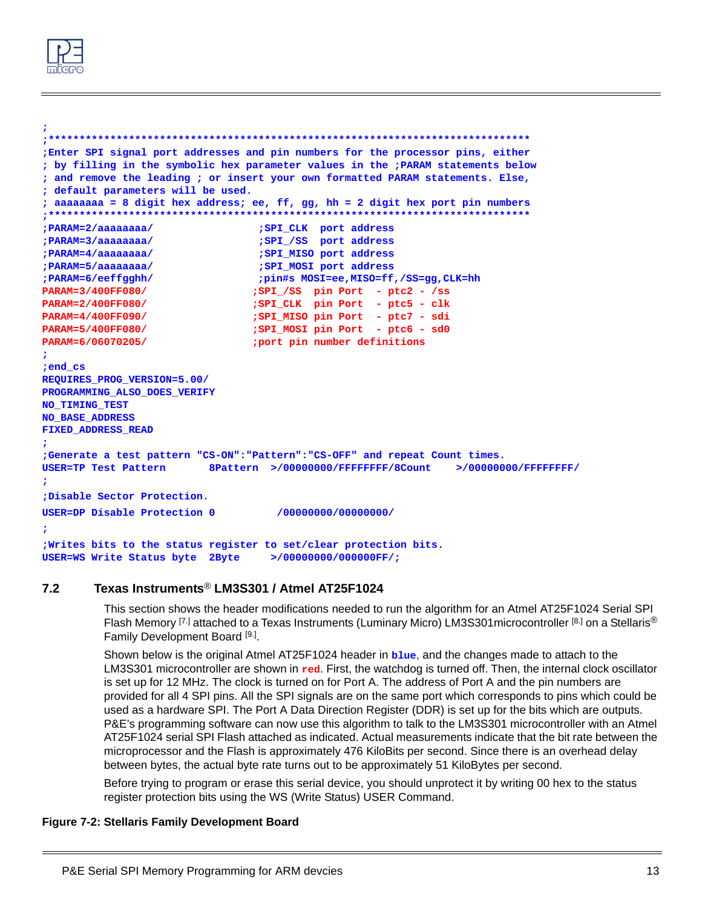```
;
;*****************************************************************************
;Enter SPI signal port addresses and pin numbers for the processor pins, either
; by filling in the symbolic hex parameter values in the ;PARAM statements below
; and remove the leading ; or insert your own formatted PARAM statements. Else,
; default parameters will be used.
; aaaaaaaa = 8 digit hex address; ee, ff, gg, hh = 2 digit hex port pin numbers
;*****************************************************************************
;PARAM=2/aaaaaaaa/                 ;SPI_CLK  port address
;PARAM=3/aaaaaaaa/                 ;SPI_/SS  port address
;PARAM=4/aaaaaaaa/                 ;SPI_MISO port address
;PARAM=5/aaaaaaaa/                 ;SPI_MOSI port address
;PARAM=6/eeffgghh/                 ;pin#s MOSI=ee,MISO=ff,/SS=gg,CLK=hh
PARAM=3/400FF080/                 ;SPI_/SS  pin Port  - ptc2 - /ss
PARAM=2/400FF080/                 ;SPI_CLK  pin Port  - ptc5 - clk
PARAM=4/400FF090/                 ;SPI_MISO pin Port  - ptc7 - sdi
PARAM=5/400FF080/                 ;SPI_MOSI pin Port  - ptc6 - sd0
PARAM=6/06070205/                 ;port pin number definitions
;
;end_cs
REQUIRES_PROG_VERSION=5.00/
PROGRAMMING_ALSO_DOES_VERIFY
NO_TIMING_TEST
NO_BASE_ADDRESS
FIXED_ADDRESS_READ
;
;Generate a test pattern "CS-ON":"Pattern":"CS-OFF" and repeat Count times.
USER=TP Test Pattern       8Pattern  >/00000000/FFFFFFFF/8Count    >/00000000/FFFFFFFF/
;
;Disable Sector Protection.
USER=DP Disable Protection 0          /00000000/00000000/
;
;Writes bits to the status register to set/clear protection bits.
USER=WS Write Status byte  2Byte     >/00000000/000000FF/;
```

## 7.2 Texas Instruments® LM3S301 / Atmel AT25F1024

This section shows the header modifications needed to run the algorithm for an Atmel AT25F1024 Serial SPI Flash Memory [7.] attached to a Texas Instruments (Luminary Micro) LM3S301microcontroller [8.] on a Stellaris® Family Development Board [9.].

Shown below is the original Atmel AT25F1024 header in **blue**, and the changes made to attach to the LM3S301 microcontroller are shown in **red**. First, the watchdog is turned off. Then, the internal clock oscillator is set up for 12 MHz. The clock is turned on for Port A. The address of Port A and the pin numbers are provided for all 4 SPI pins. All the SPI signals are on the same port which corresponds to pins which could be used as a hardware SPI. The Port A Data Direction Register (DDR) is set up for the bits which are outputs. P&E's programming software can now use this algorithm to talk to the LM3S301 microcontroller with an Atmel AT25F1024 serial SPI Flash attached as indicated. Actual measurements indicate that the bit rate between the microprocessor and the Flash is approximately 476 KiloBits per second. Since there is an overhead delay between bytes, the actual byte rate turns out to be approximately 51 KiloBytes per second.

Before trying to program or erase this serial device, you should unprotect it by writing 00 hex to the status register protection bits using the WS (Write Status) USER Command.

**Figure 7-2: Stellaris Family Development Board**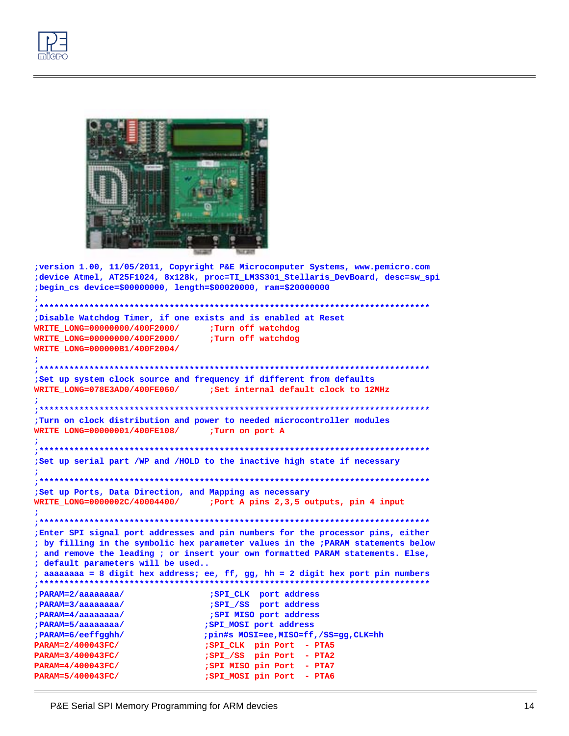```
;version 1.00, 11/05/2011, Copyright P&E Microcomputer Systems, www.pemicro.com
;device Atmel, AT25F1024, 8x128k, proc=TI_LM3S301_Stellaris_DevBoard, desc=sw_spi
;begin_cs device=$00000000, length=$00020000, ram=$20000000
;
;*****************************************************************************
;Disable Watchdog Timer, if one exists and is enabled at Reset
WRITE_LONG=00000000/400F2000/      ;Turn off watchdog
WRITE_LONG=00000000/400F2000/      ;Turn off watchdog
WRITE_LONG=000000B1/400F2004/
;
;*****************************************************************************
;Set up system clock source and frequency if different from defaults
WRITE_LONG=078E3AD0/400FE060/      ;Set internal default clock to 12MHz
;
;*****************************************************************************
;Turn on clock distribution and power to needed microcontroller modules
WRITE_LONG=00000001/400FE108/      ;Turn on port A
;
;*****************************************************************************
;Set up serial part /WP and /HOLD to the inactive high state if necessary
;
;*****************************************************************************
;Set up Ports, Data Direction, and Mapping as necessary
WRITE_LONG=0000002C/40004400/      ;Port A pins 2,3,5 outputs, pin 4 input
;
;*****************************************************************************
;Enter SPI signal port addresses and pin numbers for the processor pins, either
; by filling in the symbolic hex parameter values in the ;PARAM statements below
; and remove the leading ; or insert your own formatted PARAM statements. Else,
; default parameters will be used..
; aaaaaaaa = 8 digit hex address; ee, ff, gg, hh = 2 digit hex port pin numbers
;*****************************************************************************
;PARAM=2/aaaaaaaa/                  ;SPI_CLK  port address
;PARAM=3/aaaaaaaa/                  ;SPI_/SS  port address
;PARAM=4/aaaaaaaa/                  ;SPI_MISO port address
;PARAM=5/aaaaaaaa/                 ;SPI_MOSI port address
;PARAM=6/eeffgghh/                 ;pin#s MOSI=ee,MISO=ff,/SS=gg,CLK=hh
PARAM=2/400043FC/                  ;SPI_CLK  pin Port  - PTA5
PARAM=3/400043FC/                  ;SPI_/SS  pin Port  - PTA2
PARAM=4/400043FC/                  ;SPI_MISO pin Port  - PTA7
PARAM=5/400043FC/                  ;SPI_MOSI pin Port  - PTA6
```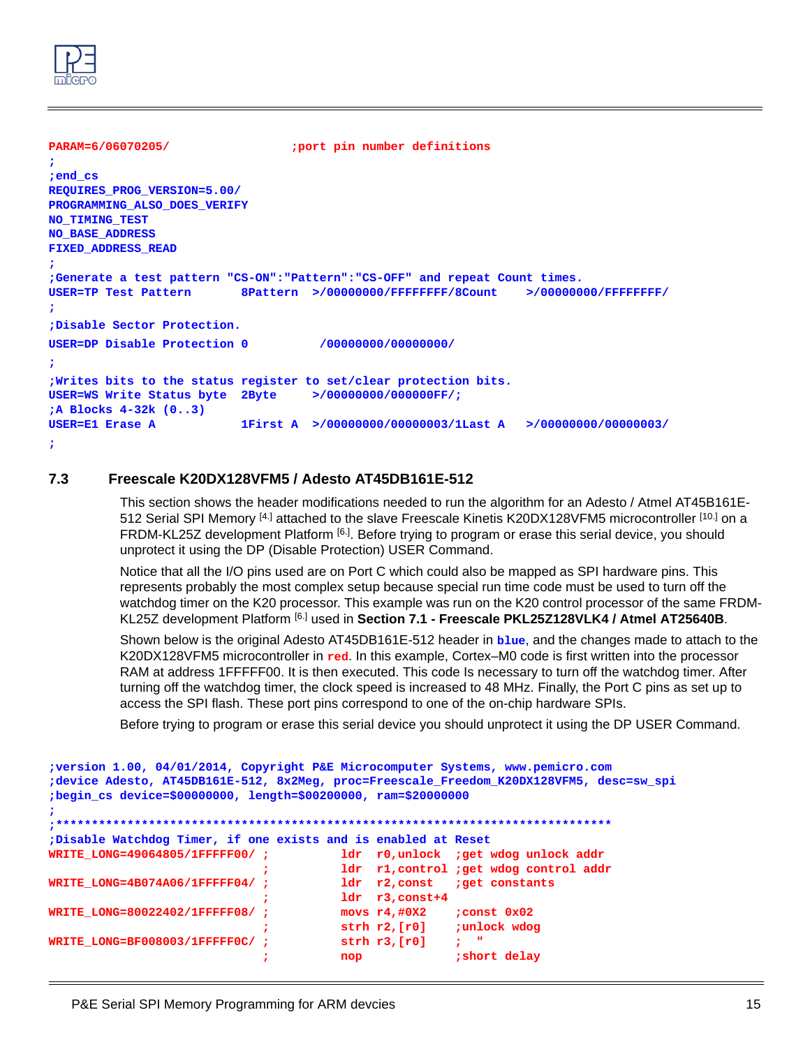```
PARAM=6/06070205/                ;port pin number definitions
;
;end_cs
REQUIRES_PROG_VERSION=5.00/
PROGRAMMING_ALSO_DOES_VERIFY
NO_TIMING_TEST
NO_BASE_ADDRESS
FIXED_ADDRESS_READ
;
;Generate a test pattern "CS-ON":"Pattern":"CS-OFF" and repeat Count times.
USER=TP Test Pattern       8Pattern  >/00000000/FFFFFFFF/8Count    >/00000000/FFFFFFFF/
;
;Disable Sector Protection.
USER=DP Disable Protection 0          /00000000/00000000/
;
;Writes bits to the status register to set/clear protection bits.
USER=WS Write Status byte  2Byte     >/00000000/000000FF/;
;A Blocks 4-32k (0..3)
USER=E1 Erase A            1First A  >/00000000/00000003/1Last A   >/00000000/00000003/
;
```

### 7.3 Freescale K20DX128VFM5 / Adesto AT45DB161E-512

This section shows the header modifications needed to run the algorithm for an Adesto / Atmel AT45B161E-512 Serial SPI Memory [4.] attached to the slave Freescale Kinetis K20DX128VFM5 microcontroller [10.] on a FRDM-KL25Z development Platform [6.]. Before trying to program or erase this serial device, you should unprotect it using the DP (Disable Protection) USER Command.

Notice that all the I/O pins used are on Port C which could also be mapped as SPI hardware pins. This represents probably the most complex setup because special run time code must be used to turn off the watchdog timer on the K20 processor. This example was run on the K20 control processor of the same FRDM-KL25Z development Platform [6.] used in **Section 7.1 - Freescale PKL25Z128VLK4 / Atmel AT25640B**.

Shown below is the original Adesto AT45DB161E-512 header in **blue**, and the changes made to attach to the K20DX128VFM5 microcontroller in **red**. In this example, Cortex–M0 code is first written into the processor RAM at address 1FFFFF00. It is then executed. This code Is necessary to turn off the watchdog timer. After turning off the watchdog timer, the clock speed is increased to 48 MHz. Finally, the Port C pins as set up to access the SPI flash. These port pins correspond to one of the on-chip hardware SPIs.

Before trying to program or erase this serial device you should unprotect it using the DP USER Command.

```
;version 1.00, 04/01/2014, Copyright P&E Microcomputer Systems, www.pemicro.com
;device Adesto, AT45DB161E-512, 8x2Meg, proc=Freescale_Freedom_K20DX128VFM5, desc=sw_spi
;begin_cs device=$00000000, length=$00200000, ram=$20000000
;
;********************************************************************************
;Disable Watchdog Timer, if one exists and is enabled at Reset
WRITE_LONG=49064805/1FFFFF00/ ;          ldr  r0,unlock  ;get wdog unlock addr
                              ;          ldr  r1,control ;get wdog control addr
WRITE_LONG=4B074A06/1FFFFF04/ ;          ldr  r2,const   ;get constants
                              ;          ldr  r3,const+4
WRITE_LONG=80022402/1FFFFF08/ ;          movs r4,#0X2    ;const 0x02
                              ;          strh r2,[r0]    ;unlock wdog
WRITE_LONG=BF008003/1FFFFF0C/ ;          strh r3,[r0]    ;  "
                              ;          nop             ;short delay
```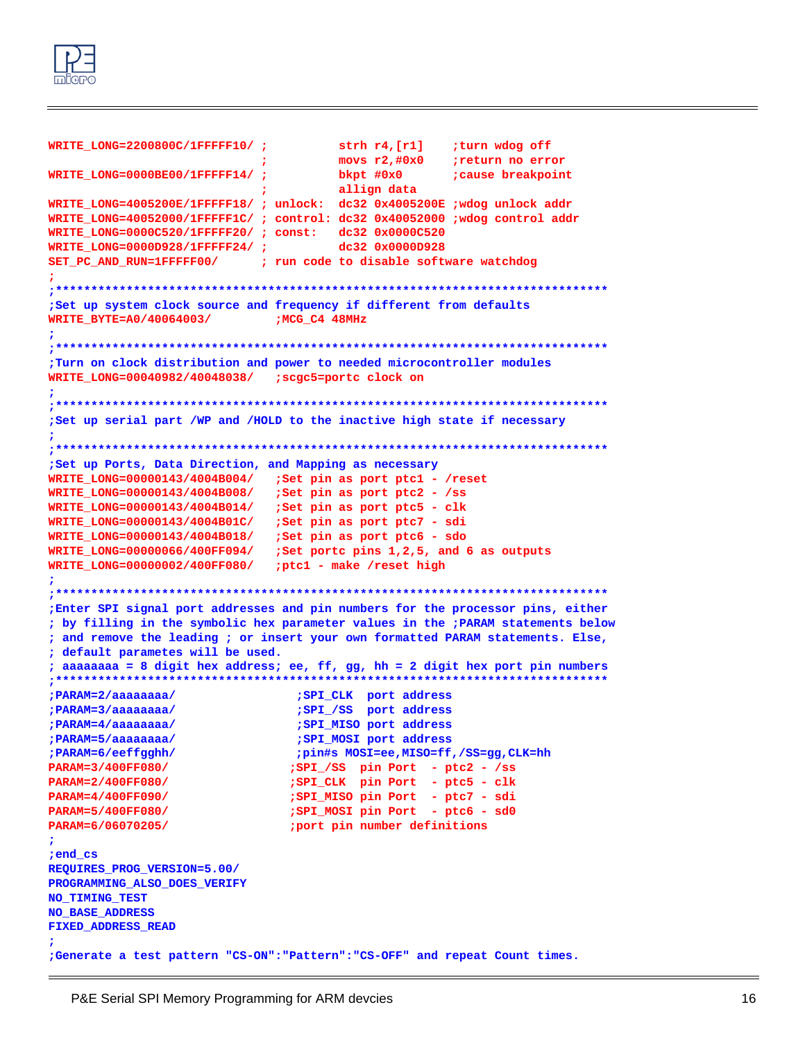```
WRITE_LONG=2200800C/1FFFFF10/ ;          strh r4,[r1]    ;turn wdog off
                              ;          movs r2,#0x0    ;return no error
WRITE_LONG=0000BE00/1FFFFF14/ ;          bkpt #0x0       ;cause breakpoint
                              ;          allign data
WRITE_LONG=4005200E/1FFFFF18/ ; unlock:  dc32 0x4005200E ;wdog unlock addr
WRITE_LONG=40052000/1FFFFF1C/ ; control: dc32 0x40052000 ;wdog control addr
WRITE_LONG=0000C520/1FFFFF20/ ; const:   dc32 0x0000C520
WRITE_LONG=0000D928/1FFFFF24/ ;          dc32 0x0000D928
SET_PC_AND_RUN=1FFFFF00/      ; run code to disable software watchdog
;
;*******************************************************************************
;Set up system clock source and frequency if different from defaults
WRITE_BYTE=A0/40064003/         ;MCG_C4 48MHz
;
;*******************************************************************************
;Turn on clock distribution and power to needed microcontroller modules
WRITE_LONG=00040982/40048038/   ;scgc5=portc clock on
;
;*******************************************************************************
;Set up serial part /WP and /HOLD to the inactive high state if necessary
;
;*******************************************************************************
;Set up Ports, Data Direction, and Mapping as necessary
WRITE_LONG=00000143/4004B004/   ;Set pin as port ptc1 - /reset
WRITE_LONG=00000143/4004B008/   ;Set pin as port ptc2 - /ss
WRITE_LONG=00000143/4004B014/   ;Set pin as port ptc5 - clk
WRITE_LONG=00000143/4004B01C/   ;Set pin as port ptc7 - sdi
WRITE_LONG=00000143/4004B018/   ;Set pin as port ptc6 - sdo
WRITE_LONG=00000066/400FF094/   ;Set portc pins 1,2,5, and 6 as outputs
WRITE_LONG=00000002/400FF080/   ;ptc1 - make /reset high
;
;*******************************************************************************
;Enter SPI signal port addresses and pin numbers for the processor pins, either
; by filling in the symbolic hex parameter values in the ;PARAM statements below
; and remove the leading ; or insert your own formatted PARAM statements. Else,
; default parametes will be used.
; aaaaaaaa = 8 digit hex address; ee, ff, gg, hh = 2 digit hex port pin numbers
;*******************************************************************************
;PARAM=2/aaaaaaaa/                ;SPI_CLK  port address
;PARAM=3/aaaaaaaa/                ;SPI_/SS  port address
;PARAM=4/aaaaaaaa/                ;SPI_MISO port address
;PARAM=5/aaaaaaaa/                ;SPI_MOSI port address
;PARAM=6/eeffgghh/                ;pin#s MOSI=ee,MISO=ff,/SS=gg,CLK=hh
PARAM=3/400FF080/                ;SPI_/SS  pin Port  - ptc2 - /ss
PARAM=2/400FF080/                ;SPI_CLK  pin Port  - ptc5 - clk
PARAM=4/400FF090/                ;SPI_MISO pin Port  - ptc7 - sdi
PARAM=5/400FF080/                ;SPI_MOSI pin Port  - ptc6 - sd0
PARAM=6/06070205/                ;port pin number definitions
;
;end_cs
REQUIRES_PROG_VERSION=5.00/
PROGRAMMING_ALSO_DOES_VERIFY
NO_TIMING_TEST
NO_BASE_ADDRESS
FIXED_ADDRESS_READ
;
;Generate a test pattern "CS-ON":"Pattern":"CS-OFF" and repeat Count times.
```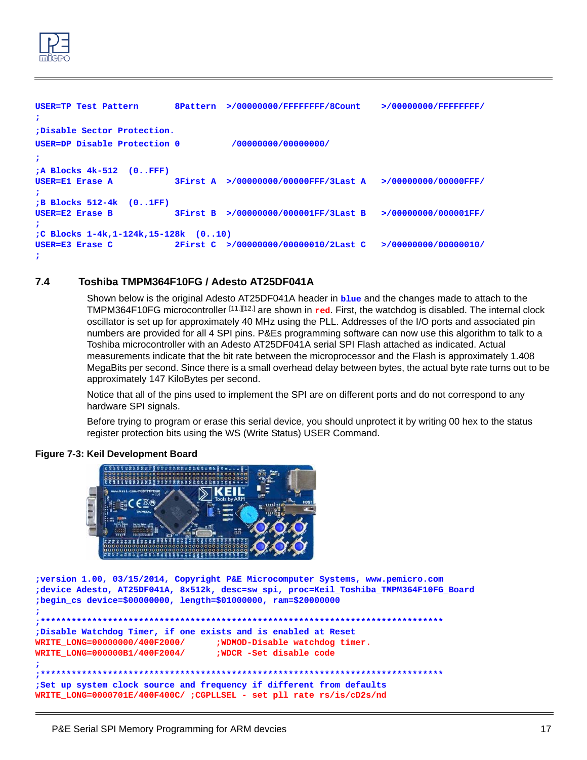```
USER=TP Test Pattern       8Pattern  >/00000000/FFFFFFFF/8Count    >/00000000/FFFFFFFF/
;
;Disable Sector Protection.
USER=DP Disable Protection 0          /00000000/00000000/
;
;A Blocks 4k-512  (0..FFF)
USER=E1 Erase A            3First A  >/00000000/00000FFF/3Last A   >/00000000/00000FFF/
;
;B Blocks 512-4k  (0..1FF)
USER=E2 Erase B            3First B  >/00000000/000001FF/3Last B   >/00000000/000001FF/
;
;C Blocks 1-4k,1-124k,15-128k  (0..10)
USER=E3 Erase C            2First C  >/00000000/00000010/2Last C   >/00000000/00000010/
;
```

## 7.4 Toshiba TMPM364F10FG / Adesto AT25DF041A

Shown below is the original Adesto AT25DF041A header in **blue** and the changes made to attach to the TMPM364F10FG microcontroller [11.][12.] are shown in **red**. First, the watchdog is disabled. The internal clock oscillator is set up for approximately 40 MHz using the PLL. Addresses of the I/O ports and associated pin numbers are provided for all 4 SPI pins. P&Es programming software can now use this algorithm to talk to a Toshiba microcontroller with an Adesto AT25DF041A serial SPI Flash attached as indicated. Actual measurements indicate that the bit rate between the microprocessor and the Flash is approximately 1.408 MegaBits per second. Since there is a small overhead delay between bytes, the actual byte rate turns out to be approximately 147 KiloBytes per second.

Notice that all of the pins used to implement the SPI are on different ports and do not correspond to any hardware SPI signals.

Before trying to program or erase this serial device, you should unprotect it by writing 00 hex to the status register protection bits using the WS (Write Status) USER Command.

**Figure 7-3: Keil Development Board**

```
;version 1.00, 03/15/2014, Copyright P&E Microcomputer Systems, www.pemicro.com
;device Adesto, AT25DF041A, 8x512k, desc=sw_spi, proc=Keil_Toshiba_TMPM364F10FG_Board
;begin_cs device=$00000000, length=$01000000, ram=$20000000
;
;*******************************************************************************
;Disable Watchdog Timer, if one exists and is enabled at Reset
WRITE_LONG=00000000/400F2000/      ;WDMOD-Disable watchdog timer.
WRITE_LONG=000000B1/400F2004/      ;WDCR -Set disable code
;
;*******************************************************************************
;Set up system clock source and frequency if different from defaults
WRITE_LONG=0000701E/400F400C/ ;CGPLLSEL - set pll rate rs/is/cD2s/nd
```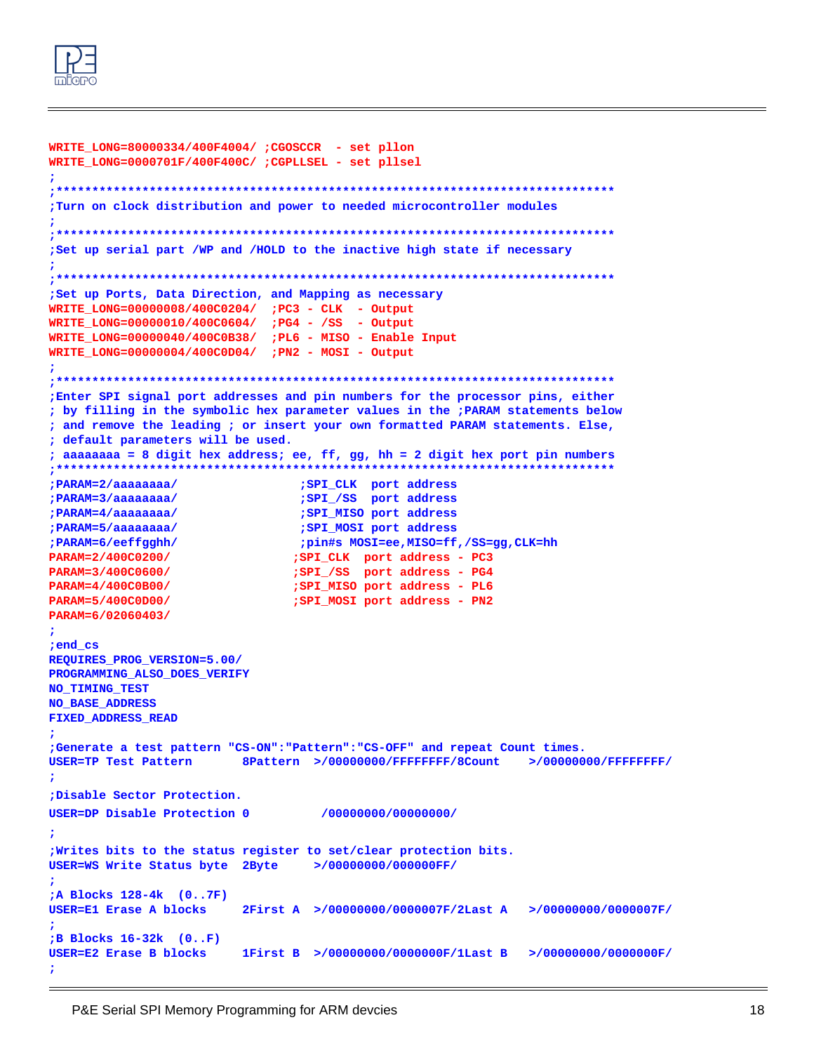```
WRITE_LONG=80000334/400F4004/ ;CGOSCCR  - set pllon
WRITE_LONG=0000701F/400F400C/ ;CGPLLSEL - set pllsel
;
;*******************************************************************************
;Turn on clock distribution and power to needed microcontroller modules
;
;*******************************************************************************
;Set up serial part /WP and /HOLD to the inactive high state if necessary
;
;*******************************************************************************
;Set up Ports, Data Direction, and Mapping as necessary
WRITE_LONG=00000008/400C0204/  ;PC3 - CLK  - Output
WRITE_LONG=00000010/400C0604/  ;PG4 - /SS  - Output
WRITE_LONG=00000040/400C0B38/  ;PL6 - MISO - Enable Input
WRITE_LONG=00000004/400C0D04/  ;PN2 - MOSI - Output
;
;*******************************************************************************
;Enter SPI signal port addresses and pin numbers for the processor pins, either
; by filling in the symbolic hex parameter values in the ;PARAM statements below
; and remove the leading ; or insert your own formatted PARAM statements. Else,
; default parameters will be used.
; aaaaaaaa = 8 digit hex address; ee, ff, gg, hh = 2 digit hex port pin numbers
;*******************************************************************************
;PARAM=2/aaaaaaaa/                ;SPI_CLK  port address
;PARAM=3/aaaaaaaa/                ;SPI_/SS  port address
;PARAM=4/aaaaaaaa/                ;SPI_MISO port address
;PARAM=5/aaaaaaaa/                ;SPI_MOSI port address
;PARAM=6/eeffgghh/                ;pin#s MOSI=ee,MISO=ff,/SS=gg,CLK=hh
PARAM=2/400C0200/                ;SPI_CLK  port address - PC3
PARAM=3/400C0600/                ;SPI_/SS  port address - PG4
PARAM=4/400C0B00/                ;SPI_MISO port address - PL6
PARAM=5/400C0D00/                ;SPI_MOSI port address - PN2
PARAM=6/02060403/
;
;end_cs
REQUIRES_PROG_VERSION=5.00/
PROGRAMMING_ALSO_DOES_VERIFY
NO_TIMING_TEST
NO_BASE_ADDRESS
FIXED_ADDRESS_READ
;
;Generate a test pattern "CS-ON":"Pattern":"CS-OFF" and repeat Count times.
USER=TP Test Pattern       8Pattern  >/00000000/FFFFFFFF/8Count    >/00000000/FFFFFFFF/
;
;Disable Sector Protection.
USER=DP Disable Protection 0          /00000000/00000000/
;
;Writes bits to the status register to set/clear protection bits.
USER=WS Write Status byte  2Byte     >/00000000/000000FF/
;
;A Blocks 128-4k  (0..7F)
USER=E1 Erase A blocks     2First A  >/00000000/0000007F/2Last A   >/00000000/0000007F/
;
;B Blocks 16-32k  (0..F)
USER=E2 Erase B blocks     1First B  >/00000000/0000000F/1Last B   >/00000000/0000000F/
;
```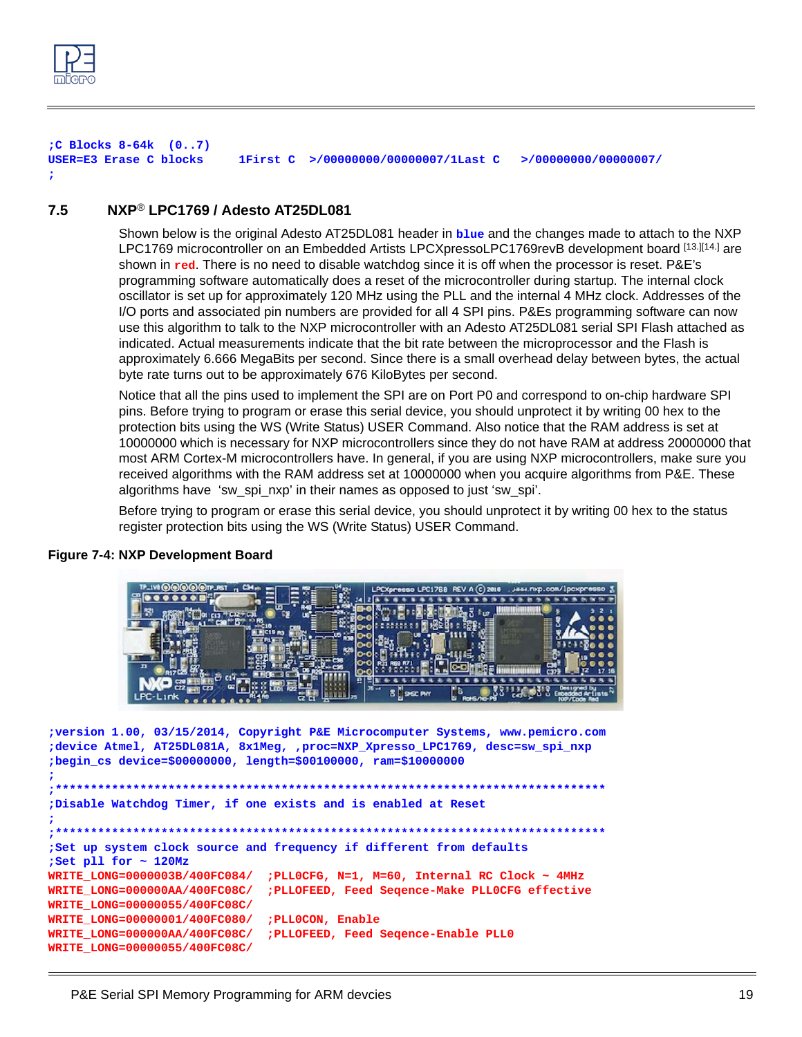```
;C Blocks 8-64k  (0..7)
USER=E3 Erase C blocks     1First C  >/00000000/00000007/1Last C   >/00000000/00000007/
;
```

## 7.5 NXP® LPC1769 / Adesto AT25DL081

Shown below is the original Adesto AT25DL081 header in **blue** and the changes made to attach to the NXP LPC1769 microcontroller on an Embedded Artists LPCXpressoLPC1769revB development board [13.][14.] are shown in **red**. There is no need to disable watchdog since it is off when the processor is reset. P&E's programming software automatically does a reset of the microcontroller during startup. The internal clock oscillator is set up for approximately 120 MHz using the PLL and the internal 4 MHz clock. Addresses of the I/O ports and associated pin numbers are provided for all 4 SPI pins. P&Es programming software can now use this algorithm to talk to the NXP microcontroller with an Adesto AT25DL081 serial SPI Flash attached as indicated. Actual measurements indicate that the bit rate between the microprocessor and the Flash is approximately 6.666 MegaBits per second. Since there is a small overhead delay between bytes, the actual byte rate turns out to be approximately 676 KiloBytes per second.

Notice that all the pins used to implement the SPI are on Port P0 and correspond to on-chip hardware SPI pins. Before trying to program or erase this serial device, you should unprotect it by writing 00 hex to the protection bits using the WS (Write Status) USER Command. Also notice that the RAM address is set at 10000000 which is necessary for NXP microcontrollers since they do not have RAM at address 20000000 that most ARM Cortex-M microcontrollers have. In general, if you are using NXP microcontrollers, make sure you received algorithms with the RAM address set at 10000000 when you acquire algorithms from P&E. These algorithms have 'sw_spi_nxp' in their names as opposed to just 'sw_spi'.

Before trying to program or erase this serial device, you should unprotect it by writing 00 hex to the status register protection bits using the WS (Write Status) USER Command.

**Figure 7-4: NXP Development Board**

```
;version 1.00, 03/15/2014, Copyright P&E Microcomputer Systems, www.pemicro.com
;device Atmel, AT25DL081A, 8x1Meg, ,proc=NXP_Xpresso_LPC1769, desc=sw_spi_nxp
;begin_cs device=$00000000, length=$00100000, ram=$10000000
;
;*****************************************************************************
;Disable Watchdog Timer, if one exists and is enabled at Reset
;
;*****************************************************************************
;Set up system clock source and frequency if different from defaults
;Set pll for ~ 120Mz
WRITE_LONG=0000003B/400FC084/  ;PLL0CFG, N=1, M=60, Internal RC Clock ~ 4MHz
WRITE_LONG=000000AA/400FC08C/  ;PLL0FEED, Feed Seqence-Make PLL0CFG effective
WRITE_LONG=00000055/400FC08C/
WRITE_LONG=00000001/400FC080/  ;PLL0CON, Enable
WRITE_LONG=000000AA/400FC08C/  ;PLL0FEED, Feed Seqence-Enable PLL0
WRITE_LONG=00000055/400FC08C/
```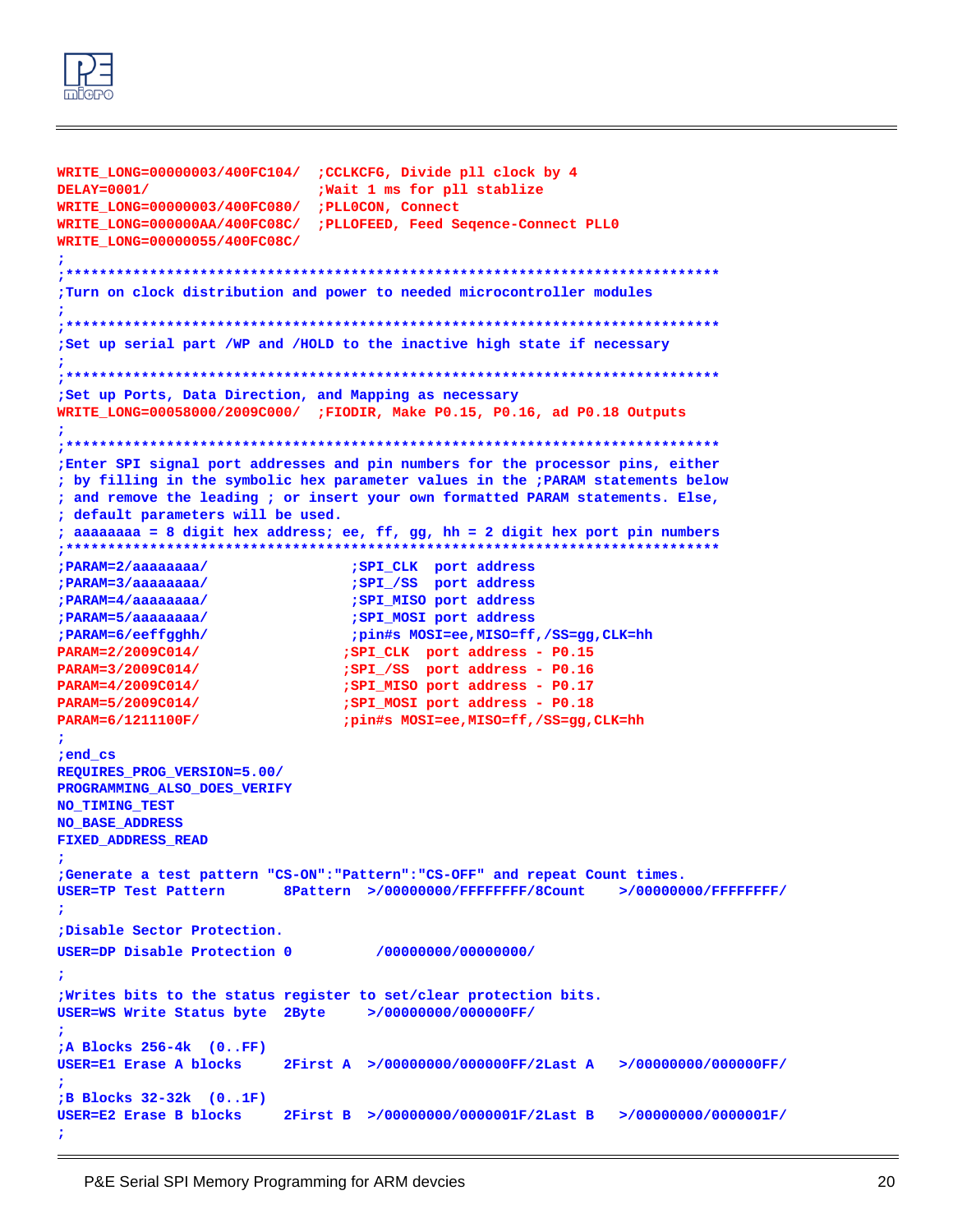```
WRITE_LONG=00000003/400FC104/  ;CCLKCFG, Divide pll clock by 4
DELAY=0001/                    ;Wait 1 ms for pll stablize
WRITE_LONG=00000003/400FC080/  ;PLL0CON, Connect
WRITE_LONG=000000AA/400FC08C/  ;PLLOFEED, Feed Seqence-Connect PLL0
WRITE_LONG=00000055/400FC08C/
;
;*****************************************************************************
;Turn on clock distribution and power to needed microcontroller modules
;
;*****************************************************************************
;Set up serial part /WP and /HOLD to the inactive high state if necessary
;
;*****************************************************************************
;Set up Ports, Data Direction, and Mapping as necessary
WRITE_LONG=00058000/2009C000/  ;FIODIR, Make P0.15, P0.16, ad P0.18 Outputs
;
;*****************************************************************************
;Enter SPI signal port addresses and pin numbers for the processor pins, either
; by filling in the symbolic hex parameter values in the ;PARAM statements below
; and remove the leading ; or insert your own formatted PARAM statements. Else,
; default parameters will be used.
; aaaaaaaa = 8 digit hex address; ee, ff, gg, hh = 2 digit hex port pin numbers
;*****************************************************************************
;PARAM=2/aaaaaaaa/                ;SPI_CLK  port address
;PARAM=3/aaaaaaaa/                ;SPI_/SS  port address
;PARAM=4/aaaaaaaa/                ;SPI_MISO port address
;PARAM=5/aaaaaaaa/                ;SPI_MOSI port address
;PARAM=6/eeffgghh/                ;pin#s MOSI=ee,MISO=ff,/SS=gg,CLK=hh
PARAM=2/2009C014/                ;SPI_CLK  port address - P0.15
PARAM=3/2009C014/                ;SPI_/SS  port address - P0.16
PARAM=4/2009C014/                ;SPI_MISO port address - P0.17
PARAM=5/2009C014/                ;SPI_MOSI port address - P0.18
PARAM=6/1211100F/                ;pin#s MOSI=ee,MISO=ff,/SS=gg,CLK=hh
;
;end_cs
REQUIRES_PROG_VERSION=5.00/
PROGRAMMING_ALSO_DOES_VERIFY
NO_TIMING_TEST
NO_BASE_ADDRESS
FIXED_ADDRESS_READ
;
;Generate a test pattern "CS-ON":"Pattern":"CS-OFF" and repeat Count times.
USER=TP Test Pattern       8Pattern  >/00000000/FFFFFFFF/8Count    >/00000000/FFFFFFFF/
;
;Disable Sector Protection.
USER=DP Disable Protection 0          /00000000/00000000/
;
;Writes bits to the status register to set/clear protection bits.
USER=WS Write Status byte  2Byte     >/00000000/000000FF/
;
;A Blocks 256-4k  (0..FF)
USER=E1 Erase A blocks     2First A  >/00000000/000000FF/2Last A   >/00000000/000000FF/
;
;B Blocks 32-32k  (0..1F)
USER=E2 Erase B blocks     2First B  >/00000000/0000001F/2Last B   >/00000000/0000001F/
;
```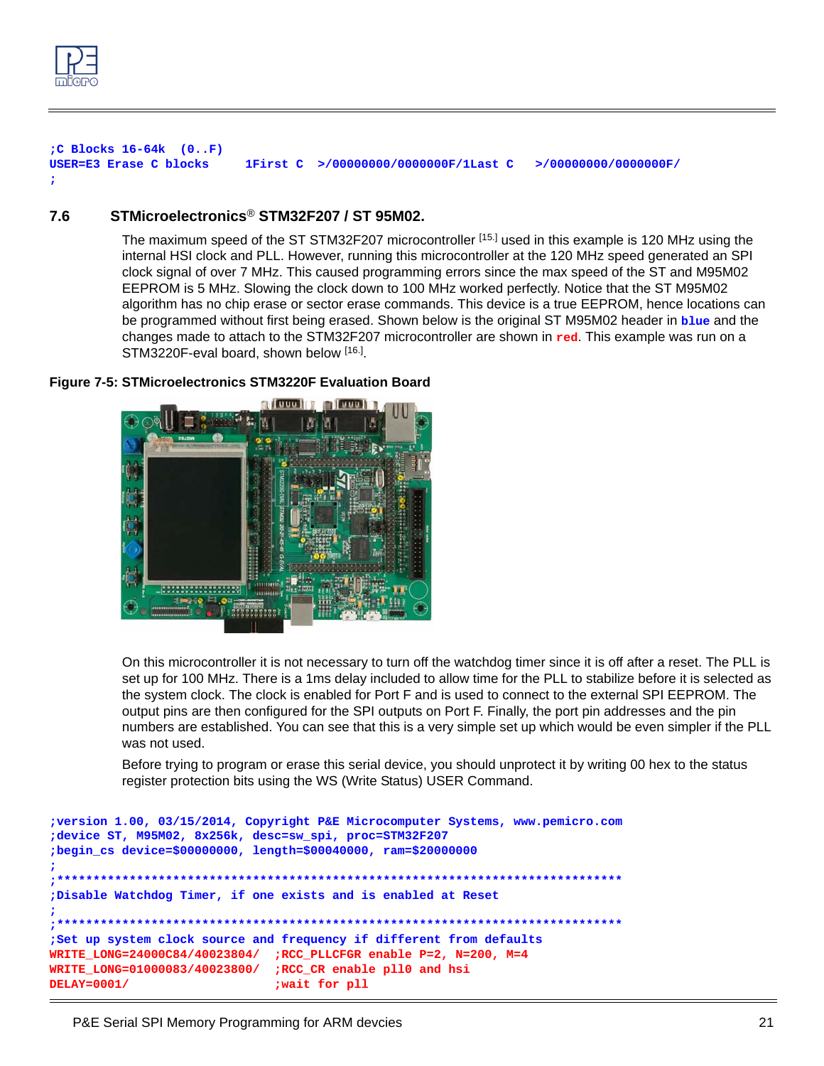```
;C Blocks 16-64k  (0..F)
USER=E3 Erase C blocks     1First C  >/00000000/0000000F/1Last C   >/00000000/0000000F/
;
```

## 7.6 STMicroelectronics® STM32F207 / ST 95M02.

The maximum speed of the ST STM32F207 microcontroller [15.] used in this example is 120 MHz using the internal HSI clock and PLL. However, running this microcontroller at the 120 MHz speed generated an SPI clock signal of over 7 MHz. This caused programming errors since the max speed of the ST and M95M02 EEPROM is 5 MHz. Slowing the clock down to 100 MHz worked perfectly. Notice that the ST M95M02 algorithm has no chip erase or sector erase commands. This device is a true EEPROM, hence locations can be programmed without first being erased. Shown below is the original ST M95M02 header in **blue** and the changes made to attach to the STM32F207 microcontroller are shown in **red**. This example was run on a STM3220F-eval board, shown below [16.].

**Figure 7-5: STMicroelectronics STM3220F Evaluation Board**

On this microcontroller it is not necessary to turn off the watchdog timer since it is off after a reset. The PLL is set up for 100 MHz. There is a 1ms delay included to allow time for the PLL to stabilize before it is selected as the system clock. The clock is enabled for Port F and is used to connect to the external SPI EEPROM. The output pins are then configured for the SPI outputs on Port F. Finally, the port pin addresses and the pin numbers are established. You can see that this is a very simple set up which would be even simpler if the PLL was not used.

Before trying to program or erase this serial device, you should unprotect it by writing 00 hex to the status register protection bits using the WS (Write Status) USER Command.

```
;version 1.00, 03/15/2014, Copyright P&E Microcomputer Systems, www.pemicro.com
;device ST, M95M02, 8x256k, desc=sw_spi, proc=STM32F207
;begin_cs device=$00000000, length=$00040000, ram=$20000000
;
;*****************************************************************************
;Disable Watchdog Timer, if one exists and is enabled at Reset
;
;*****************************************************************************
;Set up system clock source and frequency if different from defaults
WRITE_LONG=24000C84/40023804/  ;RCC_PLLCFGR enable P=2, N=200, M=4
WRITE_LONG=01000083/40023800/  ;RCC_CR enable pll0 and hsi
DELAY=0001/                    ;wait for pll
```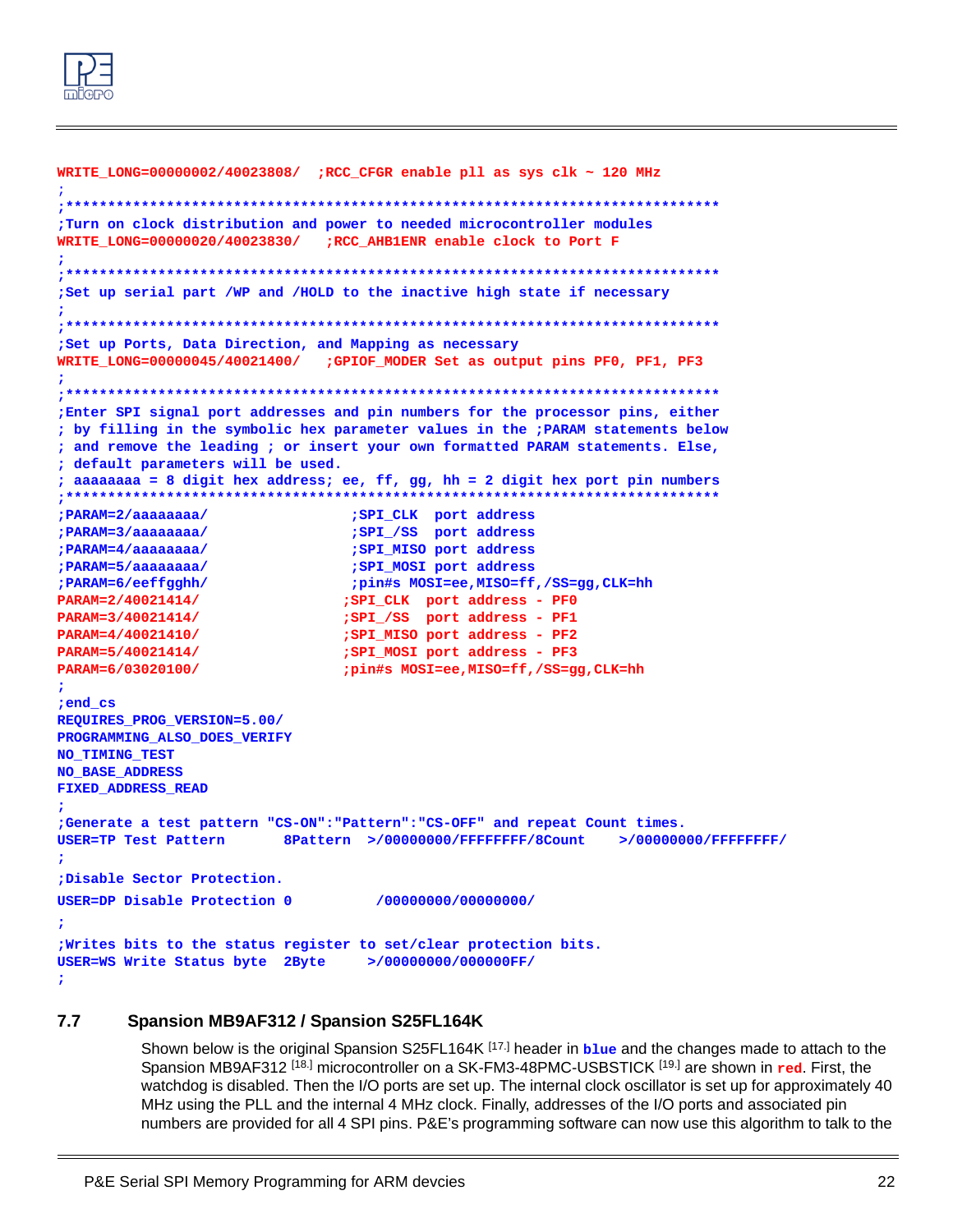```
WRITE_LONG=00000002/40023808/  ;RCC_CFGR enable pll as sys clk ~ 120 MHz
;
;*****************************************************************************
;Turn on clock distribution and power to needed microcontroller modules
WRITE_LONG=00000020/40023830/   ;RCC_AHB1ENR enable clock to Port F
;
;*****************************************************************************
;Set up serial part /WP and /HOLD to the inactive high state if necessary
;
;*****************************************************************************
;Set up Ports, Data Direction, and Mapping as necessary
WRITE_LONG=00000045/40021400/   ;GPIOF_MODER Set as output pins PF0, PF1, PF3
;
;*****************************************************************************
;Enter SPI signal port addresses and pin numbers for the processor pins, either
; by filling in the symbolic hex parameter values in the ;PARAM statements below
; and remove the leading ; or insert your own formatted PARAM statements. Else,
; default parameters will be used.
; aaaaaaaa = 8 digit hex address; ee, ff, gg, hh = 2 digit hex port pin numbers
;*****************************************************************************
;PARAM=2/aaaaaaaa/                 ;SPI_CLK  port address
;PARAM=3/aaaaaaaa/                 ;SPI_/SS  port address
;PARAM=4/aaaaaaaa/                 ;SPI_MISO port address
;PARAM=5/aaaaaaaa/                 ;SPI_MOSI port address
;PARAM=6/eeffgghh/                 ;pin#s MOSI=ee,MISO=ff,/SS=gg,CLK=hh
PARAM=2/40021414/                 ;SPI_CLK  port address - PF0
PARAM=3/40021414/                 ;SPI_/SS  port address - PF1
PARAM=4/40021410/                 ;SPI_MISO port address - PF2
PARAM=5/40021414/                 ;SPI_MOSI port address - PF3
PARAM=6/03020100/                 ;pin#s MOSI=ee,MISO=ff,/SS=gg,CLK=hh
;
;end_cs
REQUIRES_PROG_VERSION=5.00/
PROGRAMMING_ALSO_DOES_VERIFY
NO_TIMING_TEST
NO_BASE_ADDRESS
FIXED_ADDRESS_READ
;
;Generate a test pattern "CS-ON":"Pattern":"CS-OFF" and repeat Count times.
USER=TP Test Pattern       8Pattern  >/00000000/FFFFFFFF/8Count    >/00000000/FFFFFFFF/
;
;Disable Sector Protection.
USER=DP Disable Protection 0          /00000000/00000000/
;
;Writes bits to the status register to set/clear protection bits.
USER=WS Write Status byte  2Byte     >/00000000/000000FF/
;
```

## 7.7 Spansion MB9AF312 / Spansion S25FL164K

Shown below is the original Spansion S25FL164K [17.] header in **blue** and the changes made to attach to the Spansion MB9AF312 [18.] microcontroller on a SK-FM3-48PMC-USBSTICK [19.] are shown in **red**. First, the watchdog is disabled. Then the I/O ports are set up. The internal clock oscillator is set up for approximately 40 MHz using the PLL and the internal 4 MHz clock. Finally, addresses of the I/O ports and associated pin numbers are provided for all 4 SPI pins. P&E's programming software can now use this algorithm to talk to the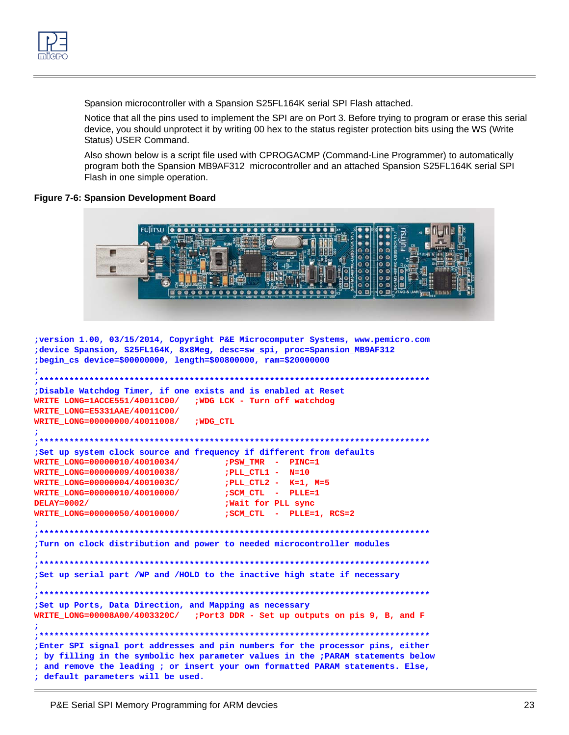Spansion microcontroller with a Spansion S25FL164K serial SPI Flash attached.

Notice that all the pins used to implement the SPI are on Port 3. Before trying to program or erase this serial device, you should unprotect it by writing 00 hex to the status register protection bits using the WS (Write Status) USER Command.

Also shown below is a script file used with CPROGACMP (Command-Line Programmer) to automatically program both the Spansion MB9AF312 microcontroller and an attached Spansion S25FL164K serial SPI Flash in one simple operation.

**Figure 7-6: Spansion Development Board**

```
;version 1.00, 03/15/2014, Copyright P&E Microcomputer Systems, www.pemicro.com
;device Spansion, S25FL164K, 8x8Meg, desc=sw_spi, proc=Spansion_MB9AF312
;begin_cs device=$00000000, length=$00800000, ram=$20000000
;
;******************************************************************************
;Disable Watchdog Timer, if one exists and is enabled at Reset
WRITE_LONG=1ACCE551/40011C00/   ;WDG_LCK - Turn off watchdog
WRITE_LONG=E5331AAE/40011C00/
WRITE_LONG=00000000/40011008/   ;WDG_CTL
;
;******************************************************************************
;Set up system clock source and frequency if different from defaults
WRITE_LONG=00000010/40010034/         ;PSW_TMR  -  PINC=1
WRITE_LONG=00000009/40010038/         ;PLL_CTL1 -  N=10
WRITE_LONG=00000004/4001003C/         ;PLL_CTL2 -  K=1, M=5
WRITE_LONG=00000010/40010000/         ;SCM_CTL  -  PLLE=1
DELAY=0002/                           ;Wait for PLL sync
WRITE_LONG=00000050/40010000/         ;SCM_CTL  -  PLLE=1, RCS=2
;
;******************************************************************************
;Turn on clock distribution and power to needed microcontroller modules
;
;******************************************************************************
;Set up serial part /WP and /HOLD to the inactive high state if necessary
;
;******************************************************************************
;Set up Ports, Data Direction, and Mapping as necessary
WRITE_LONG=00008A00/4003320C/   ;Port3 DDR - Set up outputs on pis 9, B, and F
;
;******************************************************************************
;Enter SPI signal port addresses and pin numbers for the processor pins, either
; by filling in the symbolic hex parameter values in the ;PARAM statements below
; and remove the leading ; or insert your own formatted PARAM statements. Else,
; default parameters will be used.
```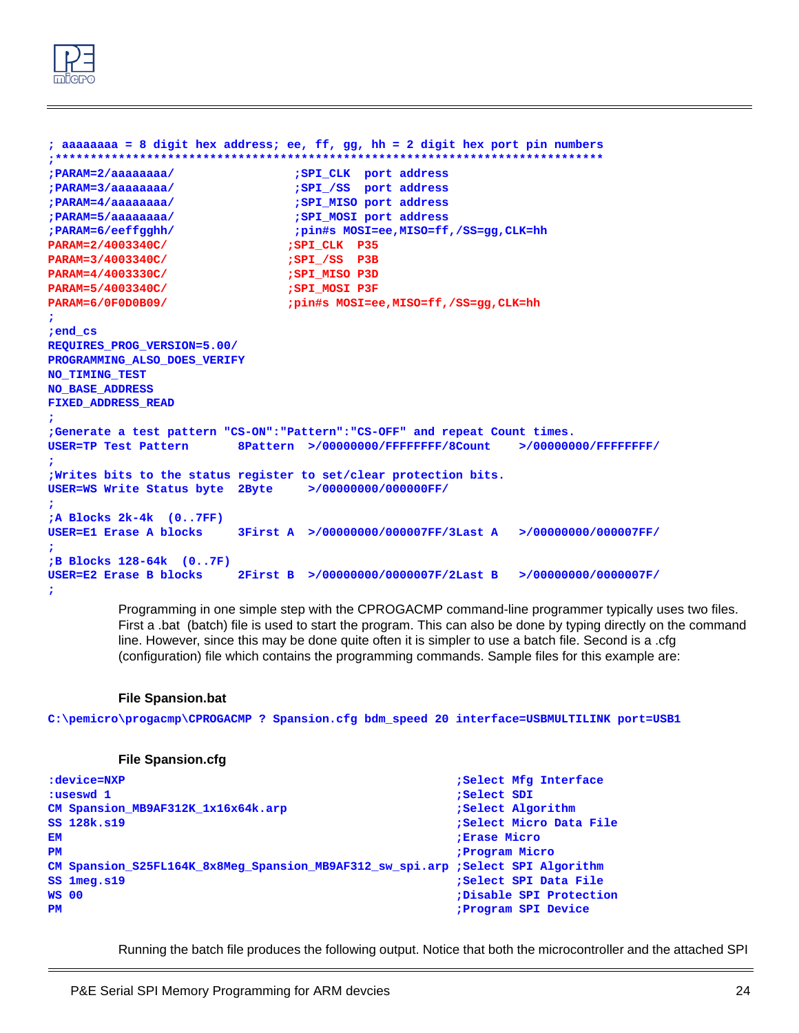```
; aaaaaaaa = 8 digit hex address; ee, ff, gg, hh = 2 digit hex port pin numbers
;*****************************************************************************
;PARAM=2/aaaaaaaa/                  ;SPI_CLK  port address
;PARAM=3/aaaaaaaa/                  ;SPI_/SS  port address
;PARAM=4/aaaaaaaa/                  ;SPI_MISO port address
;PARAM=5/aaaaaaaa/                  ;SPI_MOSI port address
;PARAM=6/eeffgghh/                  ;pin#s MOSI=ee,MISO=ff,/SS=gg,CLK=hh
PARAM=2/4003340C/                  ;SPI_CLK  P35
PARAM=3/4003340C/                  ;SPI_/SS  P3B
PARAM=4/4003330C/                  ;SPI_MISO P3D
PARAM=5/4003340C/                  ;SPI_MOSI P3F
PARAM=6/0F0D0B09/                  ;pin#s MOSI=ee,MISO=ff,/SS=gg,CLK=hh
;
;end_cs
REQUIRES_PROG_VERSION=5.00/
PROGRAMMING_ALSO_DOES_VERIFY
NO_TIMING_TEST
NO_BASE_ADDRESS
FIXED_ADDRESS_READ
;
;Generate a test pattern "CS-ON":"Pattern":"CS-OFF" and repeat Count times.
USER=TP Test Pattern       8Pattern  >/00000000/FFFFFFFF/8Count    >/00000000/FFFFFFFF/
;
;Writes bits to the status register to set/clear protection bits.
USER=WS Write Status byte  2Byte     >/00000000/000000FF/
;
;A Blocks 2k-4k  (0..7FF)
USER=E1 Erase A blocks     3First A  >/00000000/000007FF/3Last A   >/00000000/000007FF/
;
;B Blocks 128-64k  (0..7F)
USER=E2 Erase B blocks     2First B  >/00000000/0000007F/2Last B   >/00000000/0000007F/
;
```

Programming in one simple step with the CPROGACMP command-line programmer typically uses two files. First a .bat (batch) file is used to start the program. This can also be done by typing directly on the command line. However, since this may be done quite often it is simpler to use a batch file. Second is a .cfg (configuration) file which contains the programming commands. Sample files for this example are:

**File Spansion.bat**

```
C:\pemicro\progacmp\CPROGACMP ? Spansion.cfg bdm_speed 20 interface=USBMULTILINK port=USB1
```

**File Spansion.cfg**

```
:device=NXP                                                 ;Select Mfg Interface
:useswd 1                                                   ;Select SDI
CM Spansion_MB9AF312K_1x16x64k.arp                          ;Select Algorithm
SS 128k.s19                                                 ;Select Micro Data File
EM                                                          ;Erase Micro
PM                                                          ;Program Micro
CM Spansion_S25FL164K_8x8Meg_Spansion_MB9AF312_sw_spi.arp ;Select SPI Algorithm
SS 1meg.s19                                                 ;Select SPI Data File
WS 00                                                       ;Disable SPI Protection
PM                                                          ;Program SPI Device
```

Running the batch file produces the following output. Notice that both the microcontroller and the attached SPI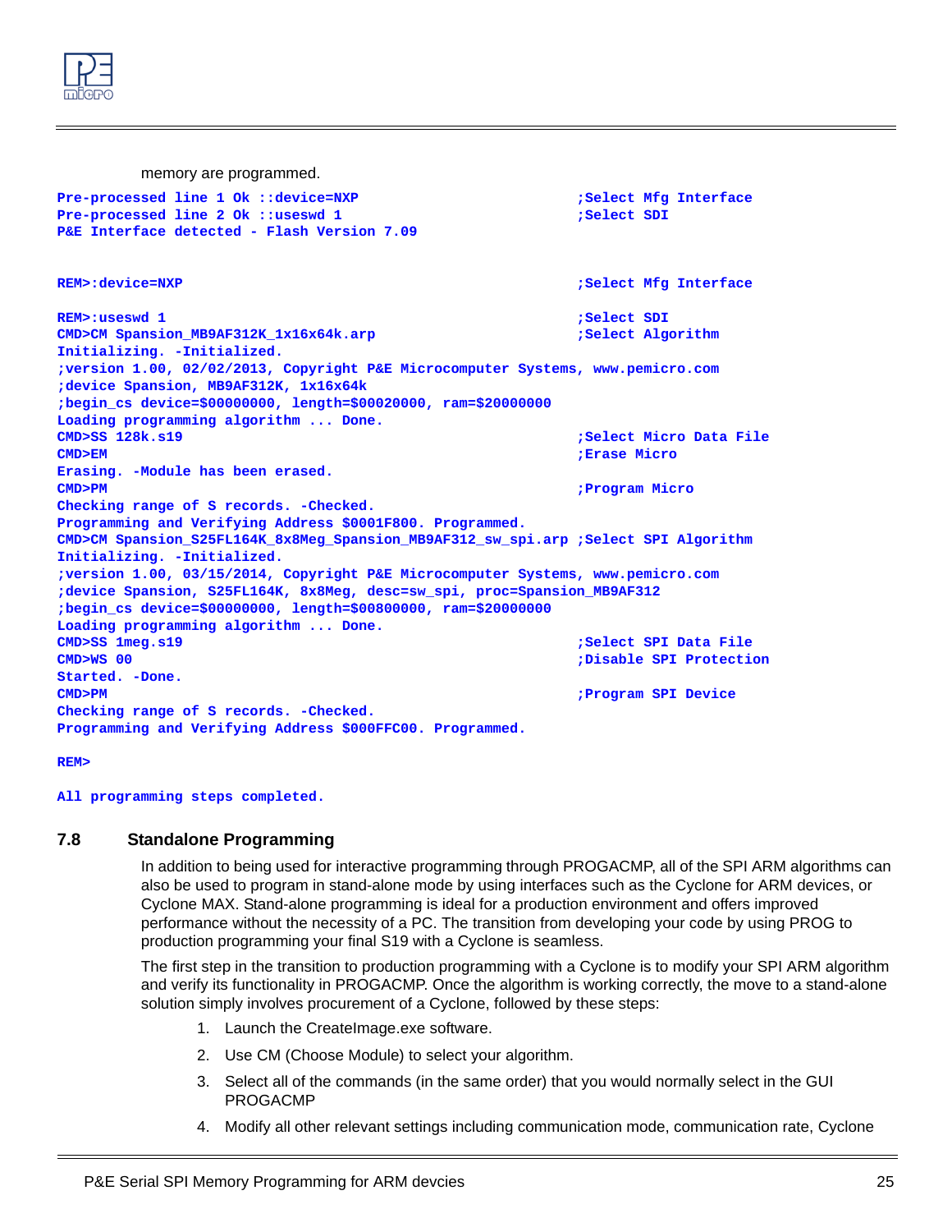memory are programmed.

```
Pre-processed line 1 Ok ::device=NXP                          ;Select Mfg Interface
Pre-processed line 2 Ok ::useswd 1                            ;Select SDI
P&E Interface detected - Flash Version 7.09


REM>:device=NXP                                               ;Select Mfg Interface

REM>:useswd 1                                                 ;Select SDI
CMD>CM Spansion_MB9AF312K_1x16x64k.arp                        ;Select Algorithm
Initializing. -Initialized.
;version 1.00, 02/02/2013, Copyright P&E Microcomputer Systems, www.pemicro.com
;device Spansion, MB9AF312K, 1x16x64k
;begin_cs device=$00000000, length=$00020000, ram=$20000000
Loading programming algorithm ... Done.
CMD>SS 128k.s19                                               ;Select Micro Data File
CMD>EM                                                        ;Erase Micro
Erasing. -Module has been erased.
CMD>PM                                                        ;Program Micro
Checking range of S records. -Checked.
Programming and Verifying Address $0001F800. Programmed.
CMD>CM Spansion_S25FL164K_8x8Meg_Spansion_MB9AF312_sw_spi.arp ;Select SPI Algorithm
Initializing. -Initialized.
;version 1.00, 03/15/2014, Copyright P&E Microcomputer Systems, www.pemicro.com
;device Spansion, S25FL164K, 8x8Meg, desc=sw_spi, proc=Spansion_MB9AF312
;begin_cs device=$00000000, length=$00800000, ram=$20000000
Loading programming algorithm ... Done.
CMD>SS 1meg.s19                                               ;Select SPI Data File
CMD>WS 00                                                     ;Disable SPI Protection
Started. -Done.
CMD>PM                                                        ;Program SPI Device
Checking range of S records. -Checked.
Programming and Verifying Address $000FFC00. Programmed.

REM>

All programming steps completed.
```

## 7.8 Standalone Programming

In addition to being used for interactive programming through PROGACMP, all of the SPI ARM algorithms can also be used to program in stand-alone mode by using interfaces such as the Cyclone for ARM devices, or Cyclone MAX. Stand-alone programming is ideal for a production environment and offers improved performance without the necessity of a PC. The transition from developing your code by using PROG to production programming your final S19 with a Cyclone is seamless.

The first step in the transition to production programming with a Cyclone is to modify your SPI ARM algorithm and verify its functionality in PROGACMP. Once the algorithm is working correctly, the move to a stand-alone solution simply involves procurement of a Cyclone, followed by these steps:

1. Launch the CreateImage.exe software.
2. Use CM (Choose Module) to select your algorithm.
3. Select all of the commands (in the same order) that you would normally select in the GUI PROGACMP
4. Modify all other relevant settings including communication mode, communication rate, Cyclone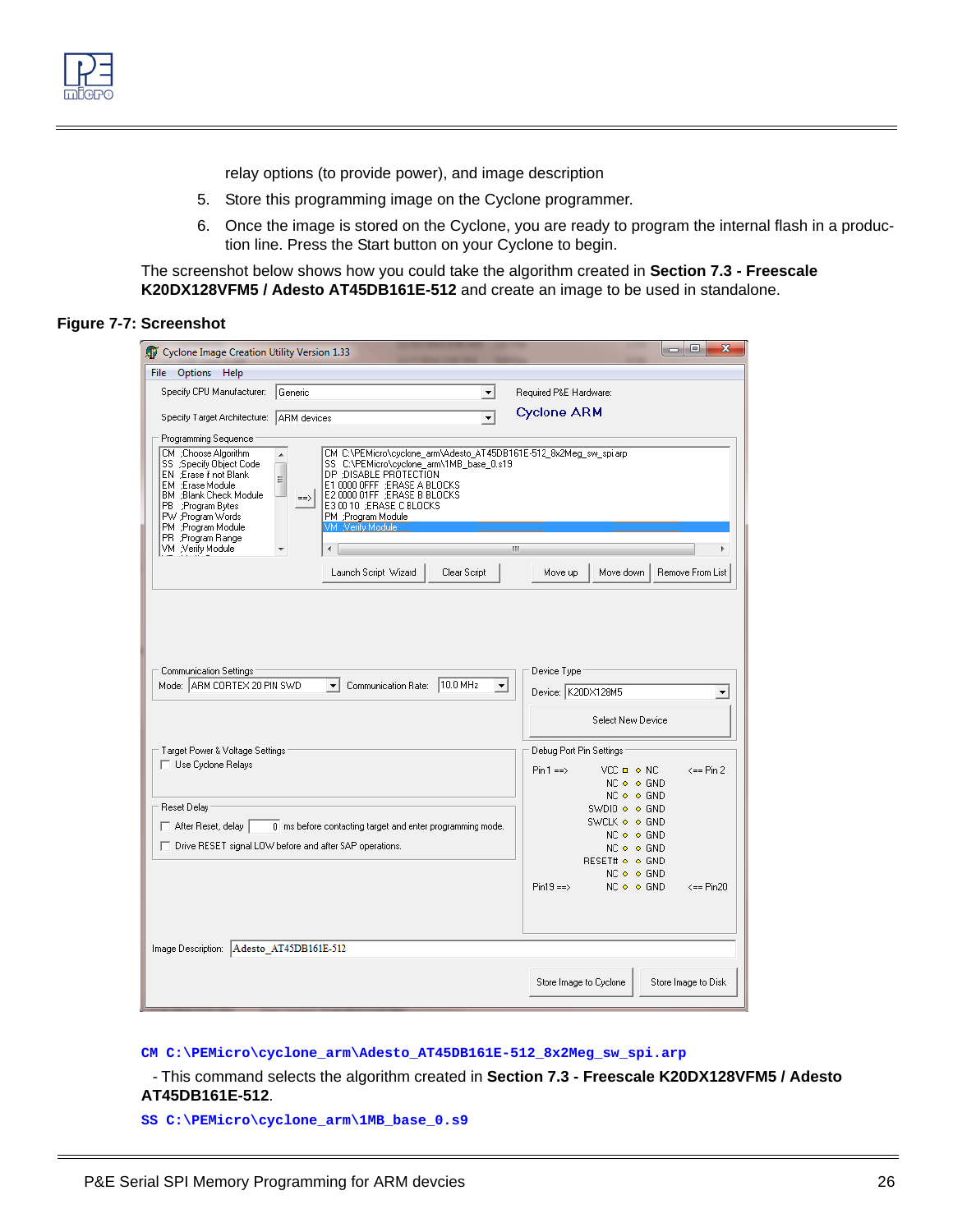relay options (to provide power), and image description

5. Store this programming image on the Cyclone programmer.
6. Once the image is stored on the Cyclone, you are ready to program the internal flash in a production line. Press the Start button on your Cyclone to begin.

The screenshot below shows how you could take the algorithm created in **Section 7.3 - Freescale K20DX128VFM5 / Adesto AT45DB161E-512** and create an image to be used in standalone.

**Figure 7-7: Screenshot**

**CM C:\PEMicro\cyclone_arm\Adesto_AT45DB161E-512_8x2Meg_sw_spi.arp**

- This command selects the algorithm created in **Section 7.3 - Freescale K20DX128VFM5 / Adesto AT45DB161E-512**.

**SS C:\PEMicro\cyclone_arm\1MB_base_0.s9**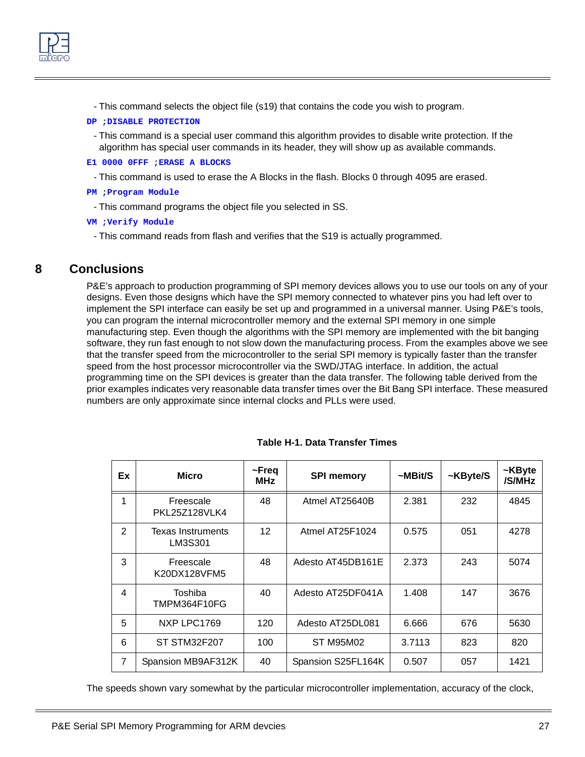- This command selects the object file (s19) that contains the code you wish to program.

```
DP ;DISABLE PROTECTION
```

- This command is a special user command this algorithm provides to disable write protection. If the algorithm has special user commands in its header, they will show up as available commands.

```
E1 0000 0FFF ;ERASE A BLOCKS
```

- This command is used to erase the A Blocks in the flash. Blocks 0 through 4095 are erased.

```
PM ;Program Module
```

- This command programs the object file you selected in SS.

```
VM ;Verify Module
```

- This command reads from flash and verifies that the S19 is actually programmed.

## 8 Conclusions

P&E's approach to production programming of SPI memory devices allows you to use our tools on any of your designs. Even those designs which have the SPI memory connected to whatever pins you had left over to implement the SPI interface can easily be set up and programmed in a universal manner. Using P&E's tools, you can program the internal microcontroller memory and the external SPI memory in one simple manufacturing step. Even though the algorithms with the SPI memory are implemented with the bit banging software, they run fast enough to not slow down the manufacturing process. From the examples above we see that the transfer speed from the microcontroller to the serial SPI memory is typically faster than the transfer speed from the host processor microcontroller via the SWD/JTAG interface. In addition, the actual programming time on the SPI devices is greater than the data transfer. The following table derived from the prior examples indicates very reasonable data transfer times over the Bit Bang SPI interface. These measured numbers are only approximate since internal clocks and PLLs were used.

**Table H-1. Data Transfer Times**

| Ex | Micro | ~Freq MHz | SPI memory | ~MBit/S | ~KByte/S | ~KByte /S/MHz |
|---|---|---|---|---|---|---|
| 1 | Freescale PKL25Z128VLK4 | 48 | Atmel AT25640B | 2.381 | 232 | 4845 |
| 2 | Texas Instruments LM3S301 | 12 | Atmel AT25F1024 | 0.575 | 051 | 4278 |
| 3 | Freescale K20DX128VFM5 | 48 | Adesto AT45DB161E | 2.373 | 243 | 5074 |
| 4 | Toshiba TMPM364F10FG | 40 | Adesto AT25DF041A | 1.408 | 147 | 3676 |
| 5 | NXP LPC1769 | 120 | Adesto AT25DL081 | 6.666 | 676 | 5630 |
| 6 | ST STM32F207 | 100 | ST M95M02 | 3.7113 | 823 | 820 |
| 7 | Spansion MB9AF312K | 40 | Spansion S25FL164K | 0.507 | 057 | 1421 |

The speeds shown vary somewhat by the particular microcontroller implementation, accuracy of the clock,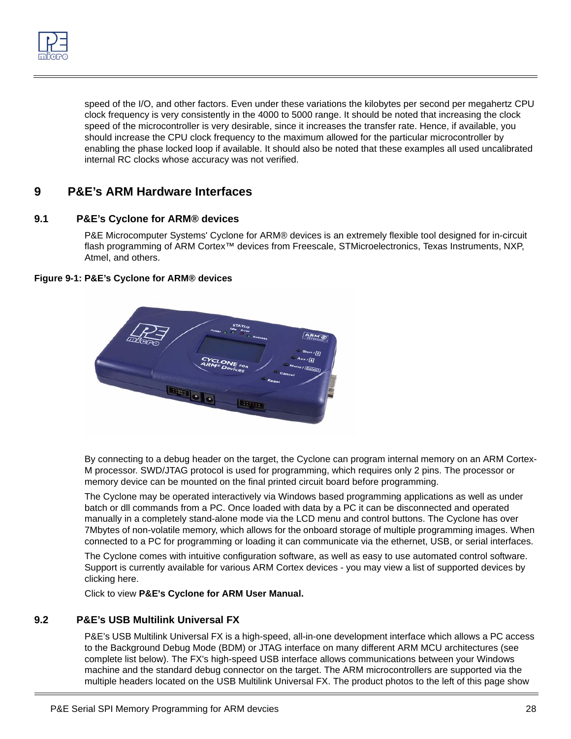speed of the I/O, and other factors. Even under these variations the kilobytes per second per megahertz CPU clock frequency is very consistently in the 4000 to 5000 range. It should be noted that increasing the clock speed of the microcontroller is very desirable, since it increases the transfer rate. Hence, if available, you should increase the CPU clock frequency to the maximum allowed for the particular microcontroller by enabling the phase locked loop if available. It should also be noted that these examples all used uncalibrated internal RC clocks whose accuracy was not verified.

# 9 P&E's ARM Hardware Interfaces

## 9.1 P&E's Cyclone for ARM® devices

P&E Microcomputer Systems' Cyclone for ARM® devices is an extremely flexible tool designed for in-circuit flash programming of ARM Cortex™ devices from Freescale, STMicroelectronics, Texas Instruments, NXP, Atmel, and others.

**Figure 9-1: P&E's Cyclone for ARM® devices**

By connecting to a debug header on the target, the Cyclone can program internal memory on an ARM Cortex-M processor. SWD/JTAG protocol is used for programming, which requires only 2 pins. The processor or memory device can be mounted on the final printed circuit board before programming.

The Cyclone may be operated interactively via Windows based programming applications as well as under batch or dll commands from a PC. Once loaded with data by a PC it can be disconnected and operated manually in a completely stand-alone mode via the LCD menu and control buttons. The Cyclone has over 7Mbytes of non-volatile memory, which allows for the onboard storage of multiple programming images. When connected to a PC for programming or loading it can communicate via the ethernet, USB, or serial interfaces.

The Cyclone comes with intuitive configuration software, as well as easy to use automated control software. Support is currently available for various ARM Cortex devices - you may view a list of supported devices by clicking here.

Click to view **P&E's Cyclone for ARM User Manual.**

## 9.2 P&E's USB Multilink Universal FX

P&E's USB Multilink Universal FX is a high-speed, all-in-one development interface which allows a PC access to the Background Debug Mode (BDM) or JTAG interface on many different ARM MCU architectures (see complete list below). The FX's high-speed USB interface allows communications between your Windows machine and the standard debug connector on the target. The ARM microcontrollers are supported via the multiple headers located on the USB Multilink Universal FX. The product photos to the left of this page show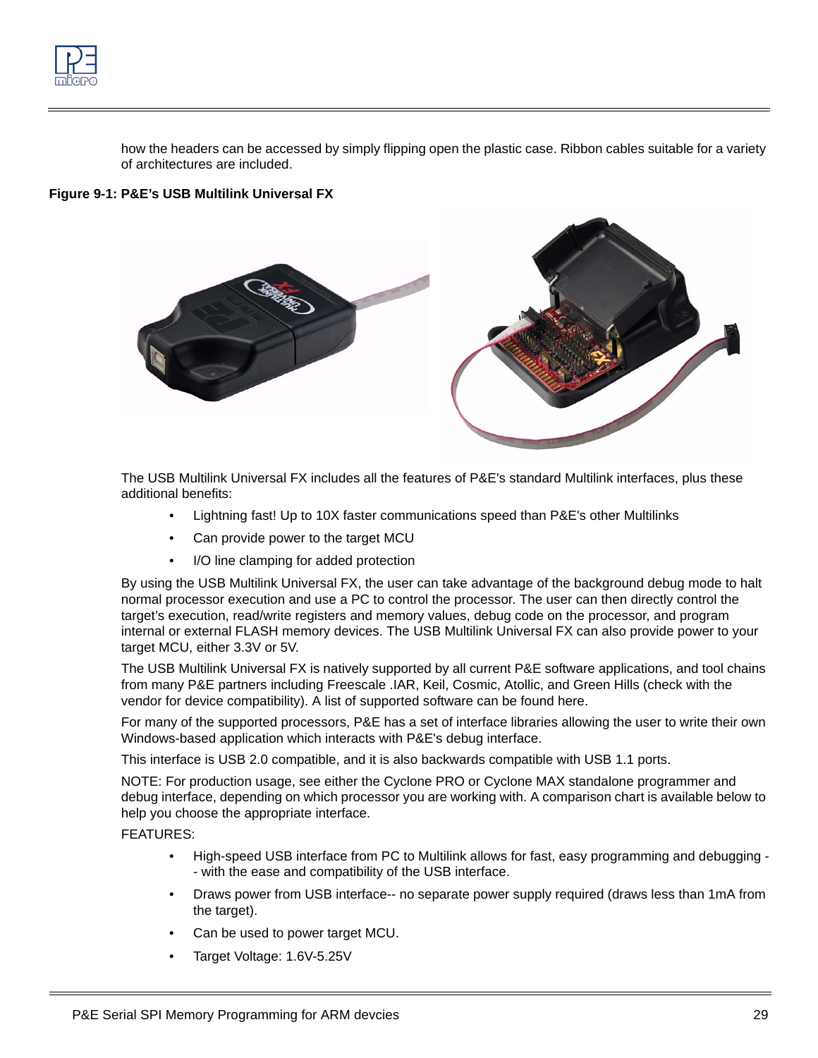how the headers can be accessed by simply flipping open the plastic case. Ribbon cables suitable for a variety of architectures are included.

**Figure 9-1: P&E's USB Multilink Universal FX**

The USB Multilink Universal FX includes all the features of P&E's standard Multilink interfaces, plus these additional benefits:

- Lightning fast! Up to 10X faster communications speed than P&E's other Multilinks
- Can provide power to the target MCU
- I/O line clamping for added protection

By using the USB Multilink Universal FX, the user can take advantage of the background debug mode to halt normal processor execution and use a PC to control the processor. The user can then directly control the target's execution, read/write registers and memory values, debug code on the processor, and program internal or external FLASH memory devices. The USB Multilink Universal FX can also provide power to your target MCU, either 3.3V or 5V.

The USB Multilink Universal FX is natively supported by all current P&E software applications, and tool chains from many P&E partners including Freescale .IAR, Keil, Cosmic, Atollic, and Green Hills (check with the vendor for device compatibility). A list of supported software can be found here.

For many of the supported processors, P&E has a set of interface libraries allowing the user to write their own Windows-based application which interacts with P&E's debug interface.

This interface is USB 2.0 compatible, and it is also backwards compatible with USB 1.1 ports.

NOTE: For production usage, see either the Cyclone PRO or Cyclone MAX standalone programmer and debug interface, depending on which processor you are working with. A comparison chart is available below to help you choose the appropriate interface.

FEATURES:

- High-speed USB interface from PC to Multilink allows for fast, easy programming and debugging -- with the ease and compatibility of the USB interface.
- Draws power from USB interface-- no separate power supply required (draws less than 1mA from the target).
- Can be used to power target MCU.
- Target Voltage: 1.6V-5.25V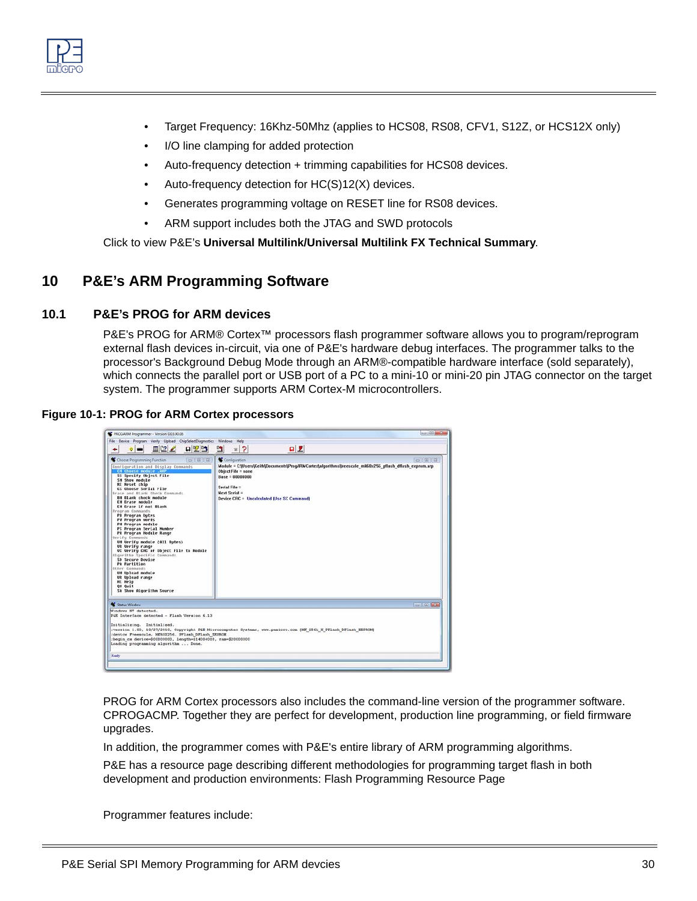- Target Frequency: 16Khz-50Mhz (applies to HCS08, RS08, CFV1, S12Z, or HCS12X only)
- I/O line clamping for added protection
- Auto-frequency detection + trimming capabilities for HCS08 devices.
- Auto-frequency detection for HC(S)12(X) devices.
- Generates programming voltage on RESET line for RS08 devices.
- ARM support includes both the JTAG and SWD protocols

Click to view P&E's **Universal Multilink/Universal Multilink FX Technical Summary**.

# 10 P&E's ARM Programming Software

## 10.1 P&E's PROG for ARM devices

P&E's PROG for ARM® Cortex™ processors flash programmer software allows you to program/reprogram external flash devices in-circuit, via one of P&E's hardware debug interfaces. The programmer talks to the processor's Background Debug Mode through an ARM®-compatible hardware interface (sold separately), which connects the parallel port or USB port of a PC to a mini-10 or mini-20 pin JTAG connector on the target system. The programmer supports ARM Cortex-M microcontrollers.

**Figure 10-1: PROG for ARM Cortex processors**

PROG for ARM Cortex processors also includes the command-line version of the programmer software. CPROGACMP. Together they are perfect for development, production line programming, or field firmware upgrades.

In addition, the programmer comes with P&E's entire library of ARM programming algorithms.

P&E has a resource page describing different methodologies for programming target flash in both development and production environments: Flash Programming Resource Page

Programmer features include: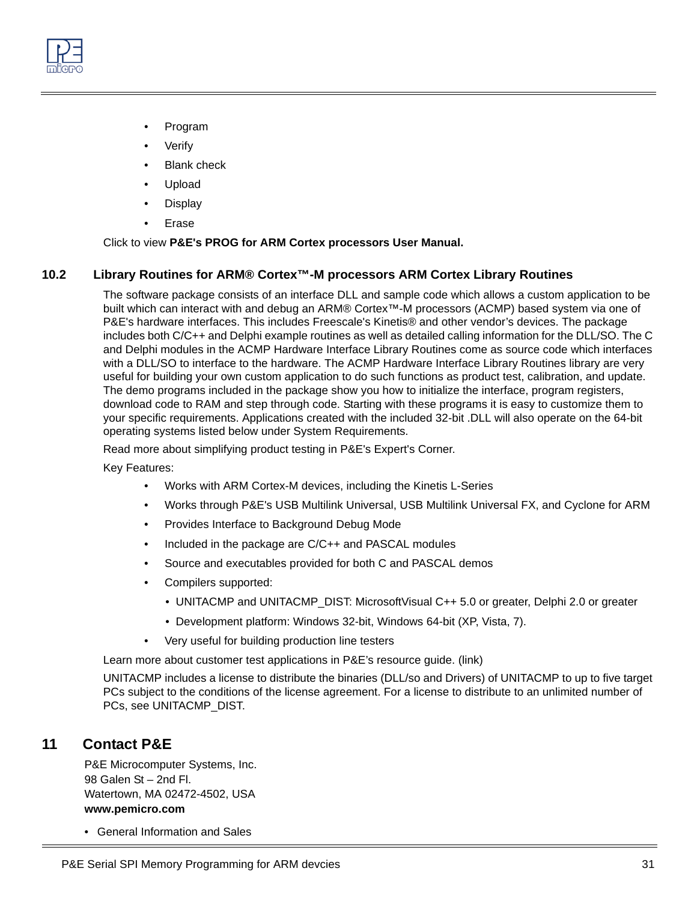- Program
- Verify
- Blank check
- Upload
- Display
- Erase

Click to view **P&E's PROG for ARM Cortex processors User Manual.**

## 10.2 Library Routines for ARM® Cortex™-M processors ARM Cortex Library Routines

The software package consists of an interface DLL and sample code which allows a custom application to be built which can interact with and debug an ARM® Cortex™-M processors (ACMP) based system via one of P&E's hardware interfaces. This includes Freescale's Kinetis® and other vendor's devices. The package includes both C/C++ and Delphi example routines as well as detailed calling information for the DLL/SO. The C and Delphi modules in the ACMP Hardware Interface Library Routines come as source code which interfaces with a DLL/SO to interface to the hardware. The ACMP Hardware Interface Library Routines library are very useful for building your own custom application to do such functions as product test, calibration, and update. The demo programs included in the package show you how to initialize the interface, program registers, download code to RAM and step through code. Starting with these programs it is easy to customize them to your specific requirements. Applications created with the included 32-bit .DLL will also operate on the 64-bit operating systems listed below under System Requirements.

Read more about simplifying product testing in P&E's Expert's Corner.

Key Features:

- Works with ARM Cortex-M devices, including the Kinetis L-Series
- Works through P&E's USB Multilink Universal, USB Multilink Universal FX, and Cyclone for ARM
- Provides Interface to Background Debug Mode
- Included in the package are C/C++ and PASCAL modules
- Source and executables provided for both C and PASCAL demos
- Compilers supported:
  - UNITACMP and UNITACMP_DIST: MicrosoftVisual C++ 5.0 or greater, Delphi 2.0 or greater
  - Development platform: Windows 32-bit, Windows 64-bit (XP, Vista, 7).
- Very useful for building production line testers

Learn more about customer test applications in P&E's resource guide. (link)

UNITACMP includes a license to distribute the binaries (DLL/so and Drivers) of UNITACMP to up to five target PCs subject to the conditions of the license agreement. For a license to distribute to an unlimited number of PCs, see UNITACMP_DIST.

# 11 Contact P&E

P&E Microcomputer Systems, Inc.
98 Galen St – 2nd Fl.
Watertown, MA 02472-4502, USA
**www.pemicro.com**

- General Information and Sales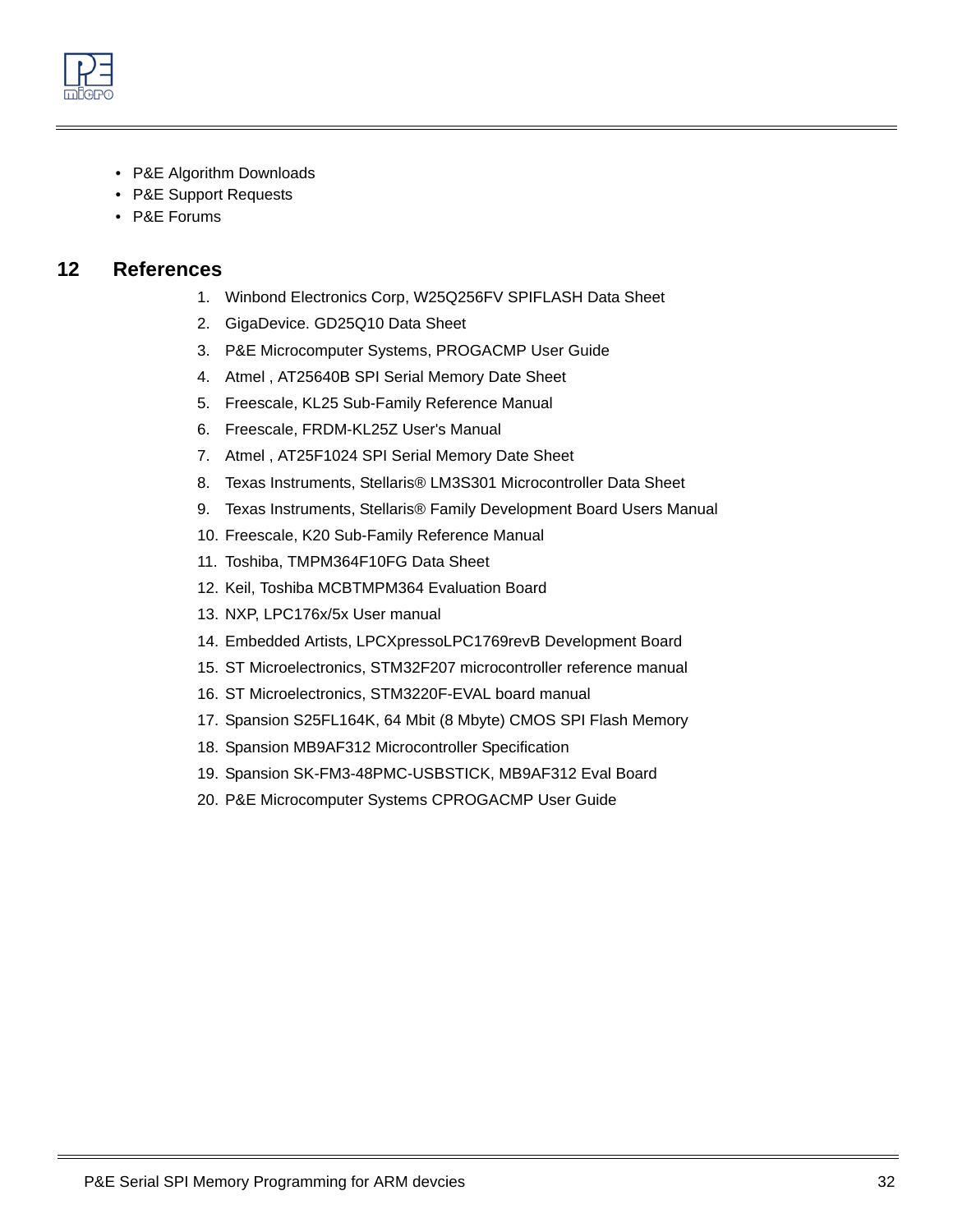- P&E Algorithm Downloads
- P&E Support Requests
- P&E Forums

# 12 References

1. Winbond Electronics Corp, W25Q256FV SPIFLASH Data Sheet
2. GigaDevice. GD25Q10 Data Sheet
3. P&E Microcomputer Systems, PROGACMP User Guide
4. Atmel , AT25640B SPI Serial Memory Date Sheet
5. Freescale, KL25 Sub-Family Reference Manual
6. Freescale, FRDM-KL25Z User's Manual
7. Atmel , AT25F1024 SPI Serial Memory Date Sheet
8. Texas Instruments, Stellaris® LM3S301 Microcontroller Data Sheet
9. Texas Instruments, Stellaris® Family Development Board Users Manual
10. Freescale, K20 Sub-Family Reference Manual
11. Toshiba, TMPM364F10FG Data Sheet
12. Keil, Toshiba MCBTMPM364 Evaluation Board
13. NXP, LPC176x/5x User manual
14. Embedded Artists, LPCXpressoLPC1769revB Development Board
15. ST Microelectronics, STM32F207 microcontroller reference manual
16. ST Microelectronics, STM3220F-EVAL board manual
17. Spansion S25FL164K, 64 Mbit (8 Mbyte) CMOS SPI Flash Memory
18. Spansion MB9AF312 Microcontroller Specification
19. Spansion SK-FM3-48PMC-USBSTICK, MB9AF312 Eval Board
20. P&E Microcomputer Systems CPROGACMP User Guide